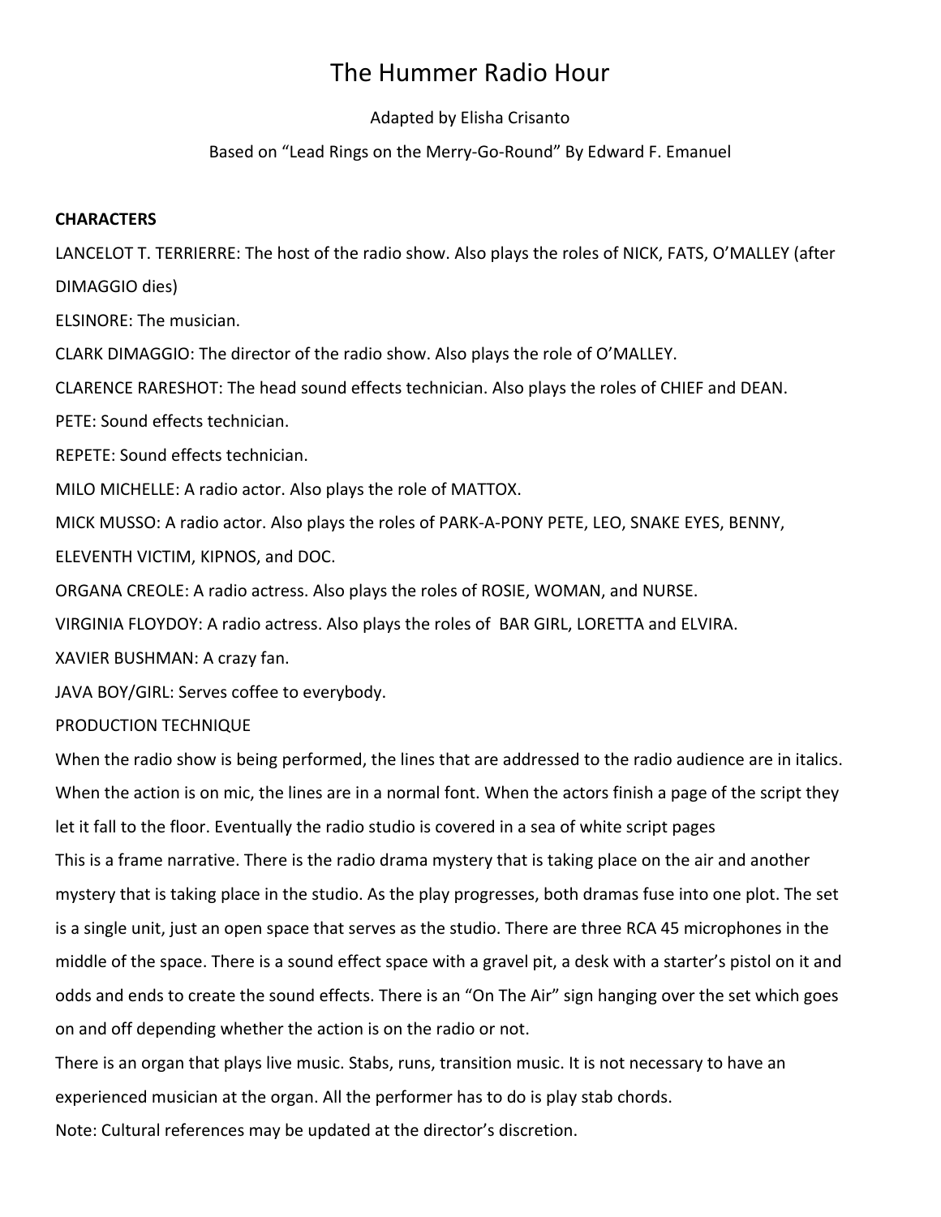# The Hummer Radio Hour

Adapted by Elisha Crisanto

Based on "Lead Rings on the Merry-Go-Round" By Edward F. Emanuel

**CHARACTERS**

LANCELOT T. TERRIERRE: The host of the radio show. Also plays the roles of NICK, FATS, O'MALLEY (after DIMAGGIO dies)

ELSINORE: The musician.

CLARK DIMAGGIO: The director of the radio show. Also plays the role of O'MALLEY.

CLARENCE RARESHOT: The head sound effects technician. Also plays the roles of CHIEF and DEAN.

PETE: Sound effects technician.

REPETE: Sound effects technician.

MILO MICHELLE: A radio actor. Also plays the role of MATTOX.

MICK MUSSO: A radio actor. Also plays the roles of PARK-A-PONY PETE, LEO, SNAKE EYES, BENNY, ELEVENTH VICTIM, KIPNOS, and DOC.

ORGANA CREOLE: A radio actress. Also plays the roles of ROSIE, WOMAN, and NURSE.

VIRGINIA FLOYDOY: A radio actress. Also plays the roles of BAR GIRL, LORETTA and ELVIRA.

XAVIER BUSHMAN: A crazy fan.

JAVA BOY/GIRL: Serves coffee to everybody.

PRODUCTION TECHNIQUE

When the radio show is being performed, the lines that are addressed to the radio audience are in italics. When the action is on mic, the lines are in a normal font. When the actors finish a page of the script they let it fall to the floor. Eventually the radio studio is covered in a sea of white script pages

This is a frame narrative. There is the radio drama mystery that is taking place on the air and another mystery that is taking place in the studio. As the play progresses, both dramas fuse into one plot. The set is a single unit, just an open space that serves as the studio. There are three RCA 45 microphones in the middle of the space. There is a sound effect space with a gravel pit, a desk with a starter's pistol on it and odds and ends to create the sound effects. There is an "On The Air" sign hanging over the set which goes on and off depending whether the action is on the radio or not.

There is an organ that plays live music. Stabs, runs, transition music. It is not necessary to have an experienced musician at the organ. All the performer has to do is play stab chords.

Note: Cultural references may be updated at the director's discretion.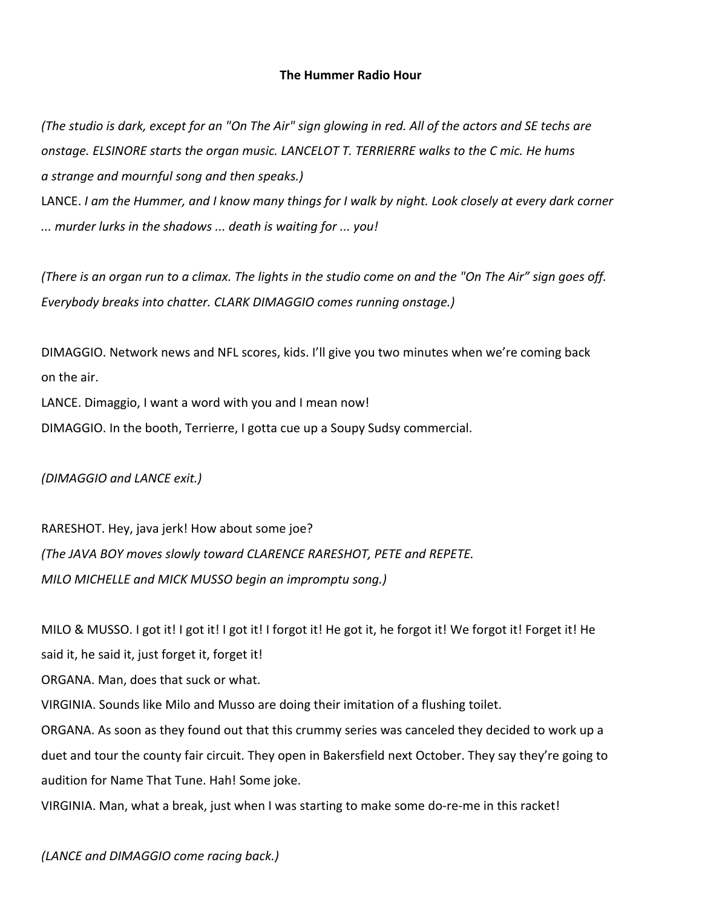**The Hummer Radio Hour**

*(The studio is dark, except for an "On The Air" sign glowing in red. All of the actors and SE techs are onstage. ELSINORE starts the organ music. LANCELOT T. TERRIERRE walks to the C mic. He hums a strange and mournful song and then speaks.)*

LANCE. *I am the Hummer, and I know many things for I walk by night. Look closely at every dark corner ... murder lurks in the shadows ... death is waiting for ... you!*

*(There is an organ run to a climax. The lights in the studio come on and the "On The Air" sign goes off. Everybody breaks into chatter. CLARK DIMAGGIO comes running onstage.)*

DIMAGGIO. Network news and NFL scores, kids. I'll give you two minutes when we're coming back on the air.

LANCE. Dimaggio, I want a word with you and I mean now!

DIMAGGIO. In the booth, Terrierre, I gotta cue up a Soupy Sudsy commercial.

*(DIMAGGIO and LANCE exit.)*

RARESHOT. Hey, java jerk! How about some joe?

*(The JAVA BOY moves slowly toward CLARENCE RARESHOT, PETE and REPETE. MILO MICHELLE and MICK MUSSO begin an impromptu song.)*

MILO & MUSSO. I got it! I got it! I got it! I forgot it! He got it, he forgot it! We forgot it! Forget it! He said it, he said it, just forget it, forget it!

ORGANA. Man, does that suck or what.

VIRGINIA. Sounds like Milo and Musso are doing their imitation of a flushing toilet.

ORGANA. As soon as they found out that this crummy series was canceled they decided to work up a duet and tour the county fair circuit. They open in Bakersfield next October. They say they're going to audition for Name That Tune. Hah! Some joke.

VIRGINIA. Man, what a break, just when I was starting to make some do-re-me in this racket!

*(LANCE and DIMAGGIO come racing back.)*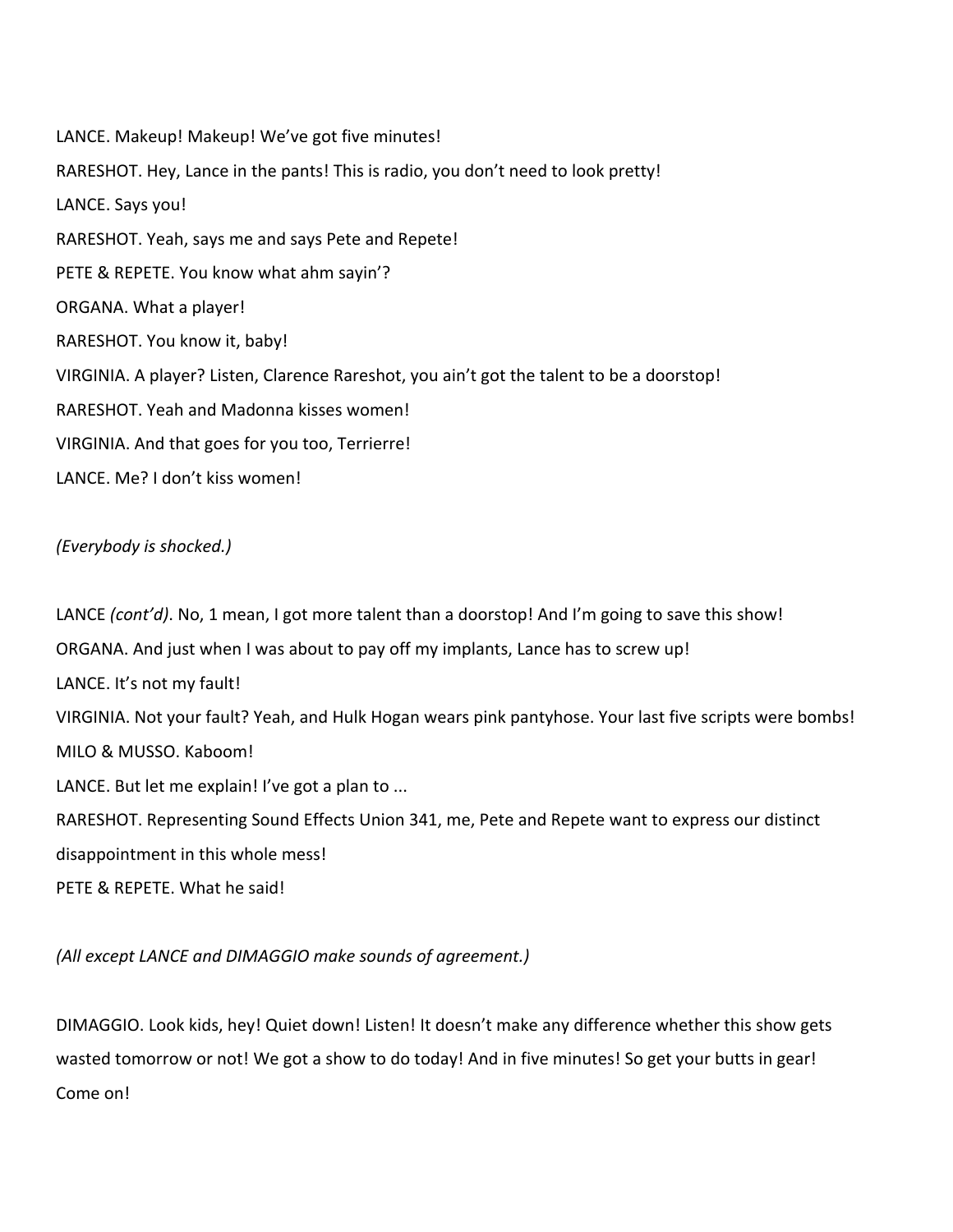LANCE. Makeup! Makeup! We've got five minutes!

RARESHOT. Hey, Lance in the pants! This is radio, you don't need to look pretty!

LANCE. Says you!

RARESHOT. Yeah, says me and says Pete and Repete!

PETE & REPETE. You know what ahm sayin'?

ORGANA. What a player!

RARESHOT. You know it, baby!

VIRGINIA. A player? Listen, Clarence Rareshot, you ain't got the talent to be a doorstop!

RARESHOT. Yeah and Madonna kisses women!

VIRGINIA. And that goes for you too, Terrierre!

LANCE. Me? I don't kiss women!

*(Everybody is shocked.)*

LANCE *(cont'd)*. No, 1 mean, I got more talent than a doorstop! And I'm going to save this show!

ORGANA. And just when I was about to pay off my implants, Lance has to screw up!

LANCE. It's not my fault!

VIRGINIA. Not your fault? Yeah, and Hulk Hogan wears pink pantyhose. Your last five scripts were bombs!

MILO & MUSSO. Kaboom!

LANCE. But let me explain! I've got a plan to ...

RARESHOT. Representing Sound Effects Union 341, me, Pete and Repete want to express our distinct disappointment in this whole mess!

PETE & REPETE. What he said!

*(All except LANCE and DIMAGGIO make sounds of agreement.)*

DIMAGGIO. Look kids, hey! Quiet down! Listen! It doesn't make any difference whether this show gets wasted tomorrow or not! We got a show to do today! And in five minutes! So get your butts in gear! Come on!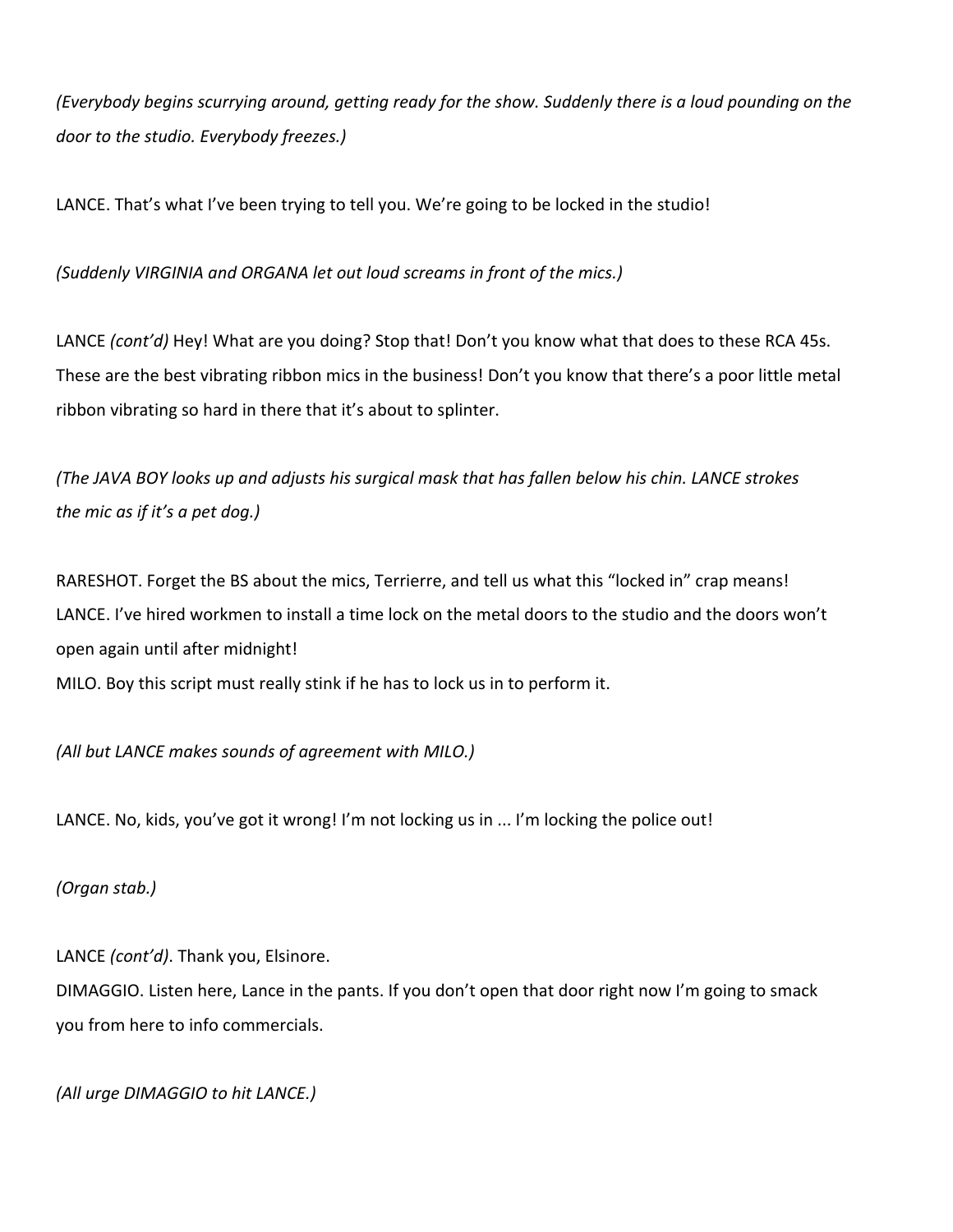*(Everybody begins scurrying around, getting ready for the show. Suddenly there is a loud pounding on the door to the studio. Everybody freezes.)*

LANCE. That's what I've been trying to tell you. We're going to be locked in the studio!

*(Suddenly VIRGINIA and ORGANA let out loud screams in front of the mics.)*

LANCE *(cont'd)* Hey! What are you doing? Stop that! Don't you know what that does to these RCA 45s. These are the best vibrating ribbon mics in the business! Don't you know that there's a poor little metal ribbon vibrating so hard in there that it's about to splinter.

*(The JAVA BOY looks up and adjusts his surgical mask that has fallen below his chin. LANCE strokes the mic as if it's a pet dog.)*

RARESHOT. Forget the BS about the mics, Terrierre, and tell us what this "locked in" crap means!

LANCE. I've hired workmen to install a time lock on the metal doors to the studio and the doors won't open again until after midnight!

MILO. Boy this script must really stink if he has to lock us in to perform it.

*(All but LANCE makes sounds of agreement with MILO.)*

LANCE. No, kids, you've got it wrong! I'm not locking us in ... I'm locking the police out!

*(Organ stab.)*

LANCE *(cont'd)*. Thank you, Elsinore.

DIMAGGIO. Listen here, Lance in the pants. If you don't open that door right now I'm going to smack you from here to info commercials.

*(All urge DIMAGGIO to hit LANCE.)*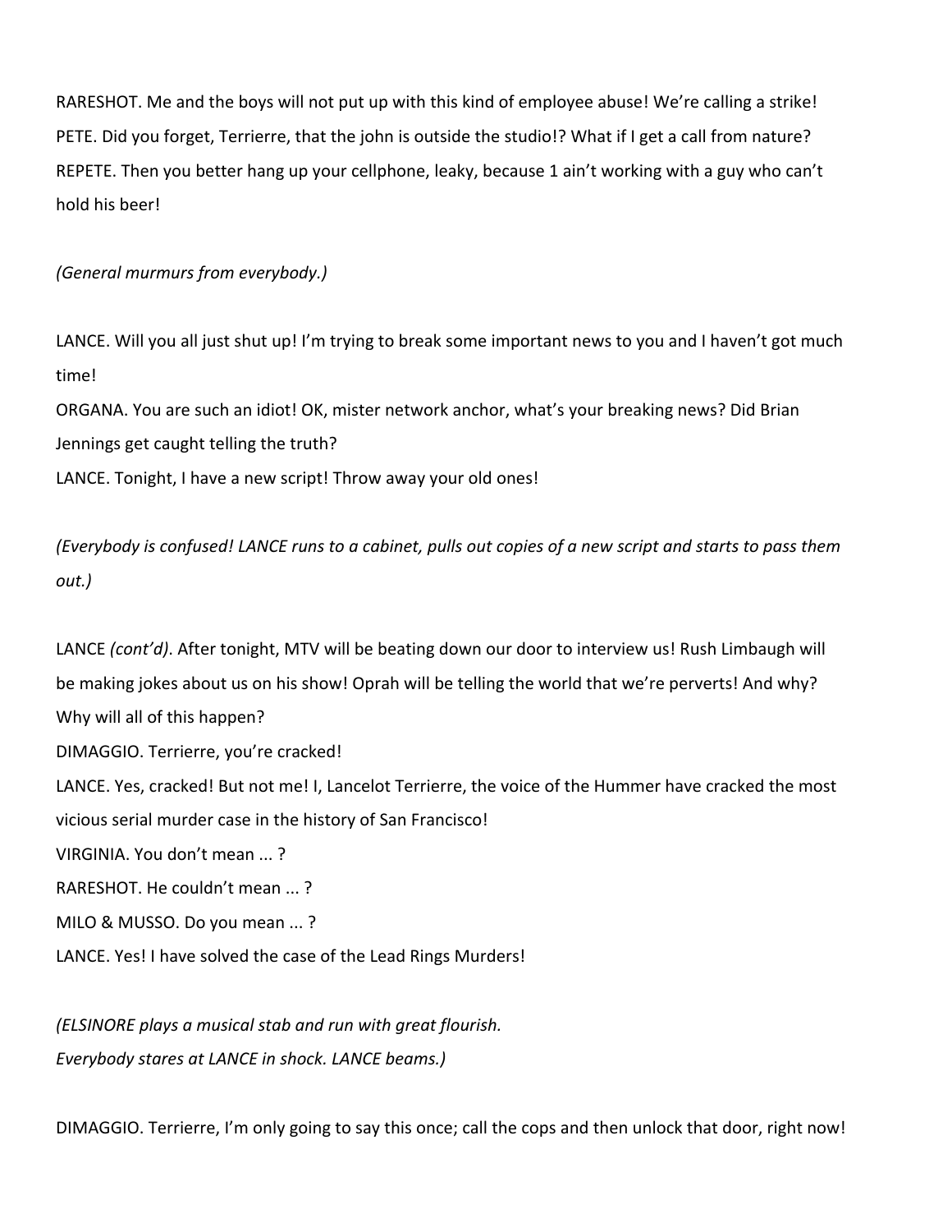RARESHOT. Me and the boys will not put up with this kind of employee abuse! We're calling a strike!

PETE. Did you forget, Terrierre, that the john is outside the studio!? What if I get a call from nature?

REPETE. Then you better hang up your cellphone, leaky, because 1 ain't working with a guy who can't hold his beer!

*(General murmurs from everybody.)*

LANCE. Will you all just shut up! I'm trying to break some important news to you and I haven't got much time!

ORGANA. You are such an idiot! OK, mister network anchor, what's your breaking news? Did Brian Jennings get caught telling the truth?

LANCE. Tonight, I have a new script! Throw away your old ones!

*(Everybody is confused! LANCE runs to a cabinet, pulls out copies of a new script and starts to pass them out.)*

LANCE *(cont'd)*. After tonight, MTV will be beating down our door to interview us! Rush Limbaugh will be making jokes about us on his show! Oprah will be telling the world that we're perverts! And why? Why will all of this happen?

DIMAGGIO. Terrierre, you're cracked!

LANCE. Yes, cracked! But not me! I, Lancelot Terrierre, the voice of the Hummer have cracked the most vicious serial murder case in the history of San Francisco!

VIRGINIA. You don't mean ... ?

RARESHOT. He couldn't mean ... ?

MILO & MUSSO. Do you mean ... ?

LANCE. Yes! I have solved the case of the Lead Rings Murders!

*(ELSINORE plays a musical stab and run with great flourish.*
*Everybody stares at LANCE in shock. LANCE beams.)*

DIMAGGIO. Terrierre, I'm only going to say this once; call the cops and then unlock that door, right now!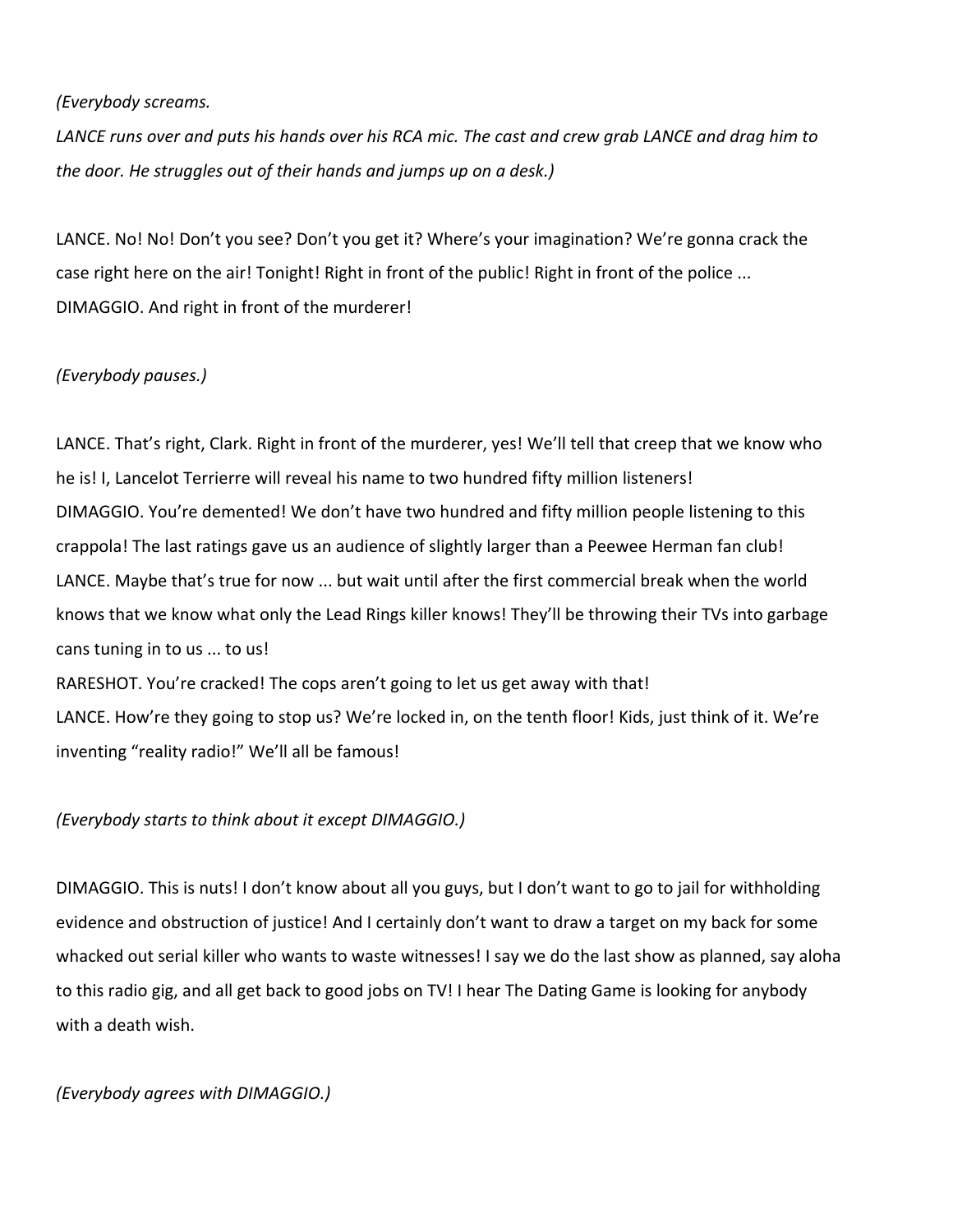*(Everybody screams.*

*LANCE runs over and puts his hands over his RCA mic. The cast and crew grab LANCE and drag him to the door. He struggles out of their hands and jumps up on a desk.)*

LANCE. No! No! Don't you see? Don't you get it? Where's your imagination? We're gonna crack the case right here on the air! Tonight! Right in front of the public! Right in front of the police ...
DIMAGGIO. And right in front of the murderer!

*(Everybody pauses.)*

LANCE. That's right, Clark. Right in front of the murderer, yes! We'll tell that creep that we know who he is! I, Lancelot Terrierre will reveal his name to two hundred fifty million listeners!
DIMAGGIO. You're demented! We don't have two hundred and fifty million people listening to this crappola! The last ratings gave us an audience of slightly larger than a Peewee Herman fan club!
LANCE. Maybe that's true for now ... but wait until after the first commercial break when the world knows that we know what only the Lead Rings killer knows! They'll be throwing their TVs into garbage cans tuning in to us ... to us!
RARESHOT. You're cracked! The cops aren't going to let us get away with that!
LANCE. How're they going to stop us? We're locked in, on the tenth floor! Kids, just think of it. We're inventing "reality radio!" We'll all be famous!

*(Everybody starts to think about it except DIMAGGIO.)*

DIMAGGIO. This is nuts! I don't know about all you guys, but I don't want to go to jail for withholding evidence and obstruction of justice! And I certainly don't want to draw a target on my back for some whacked out serial killer who wants to waste witnesses! I say we do the last show as planned, say aloha to this radio gig, and all get back to good jobs on TV! I hear The Dating Game is looking for anybody with a death wish.

*(Everybody agrees with DIMAGGIO.)*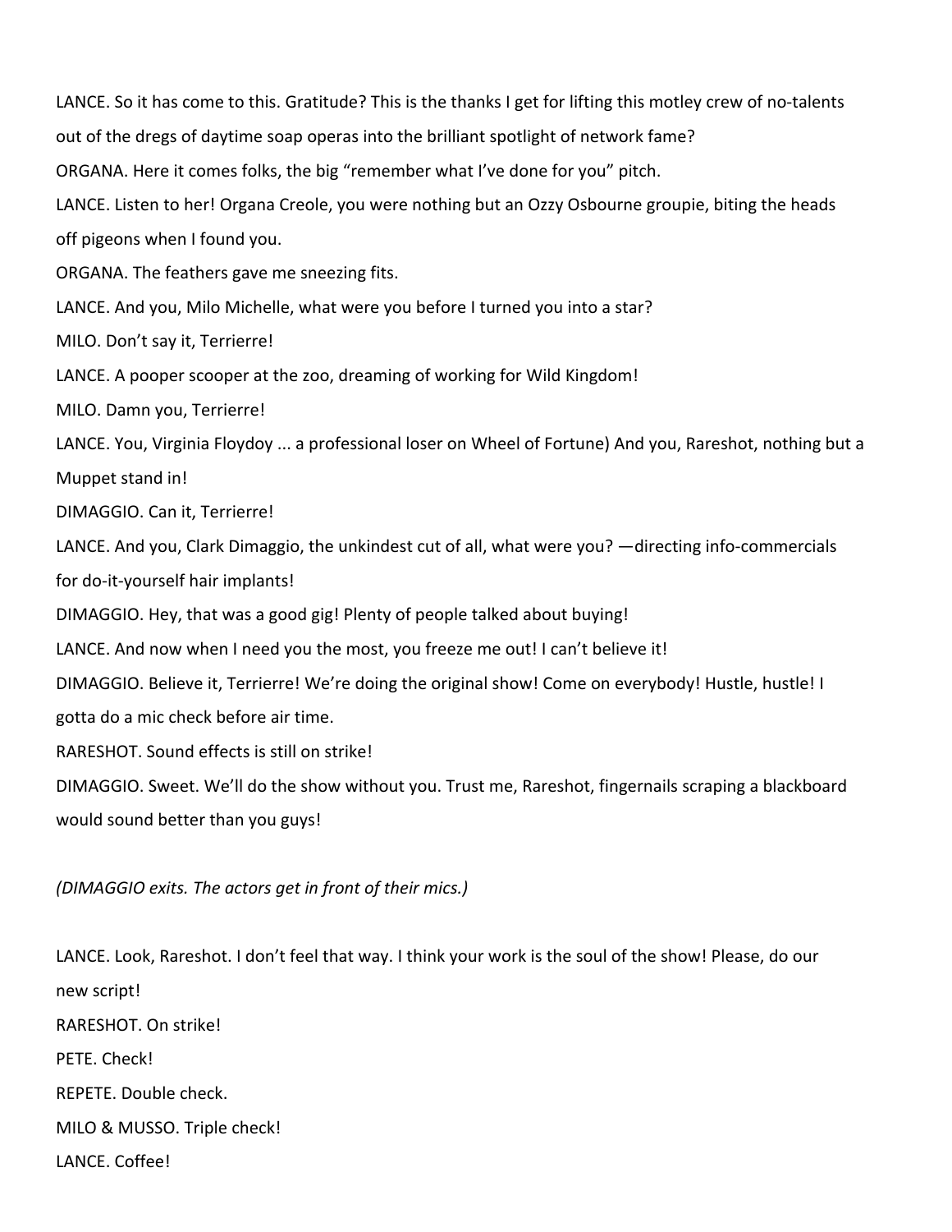LANCE. So it has come to this. Gratitude? This is the thanks I get for lifting this motley crew of no-talents out of the dregs of daytime soap operas into the brilliant spotlight of network fame?

ORGANA. Here it comes folks, the big "remember what I've done for you" pitch.

LANCE. Listen to her! Organa Creole, you were nothing but an Ozzy Osbourne groupie, biting the heads off pigeons when I found you.

ORGANA. The feathers gave me sneezing fits.

LANCE. And you, Milo Michelle, what were you before I turned you into a star?

MILO. Don't say it, Terrierre!

LANCE. A pooper scooper at the zoo, dreaming of working for Wild Kingdom!

MILO. Damn you, Terrierre!

LANCE. You, Virginia Floydoy ... a professional loser on Wheel of Fortune) And you, Rareshot, nothing but a Muppet stand in!

DIMAGGIO. Can it, Terrierre!

LANCE. And you, Clark Dimaggio, the unkindest cut of all, what were you? —directing info-commercials for do-it-yourself hair implants!

DIMAGGIO. Hey, that was a good gig! Plenty of people talked about buying!

LANCE. And now when I need you the most, you freeze me out! I can't believe it!

DIMAGGIO. Believe it, Terrierre! We're doing the original show! Come on everybody! Hustle, hustle! I gotta do a mic check before air time.

RARESHOT. Sound effects is still on strike!

DIMAGGIO. Sweet. We'll do the show without you. Trust me, Rareshot, fingernails scraping a blackboard would sound better than you guys!

*(DIMAGGIO exits. The actors get in front of their mics.)*

LANCE. Look, Rareshot. I don't feel that way. I think your work is the soul of the show! Please, do our new script!

RARESHOT. On strike!

PETE. Check!

REPETE. Double check.

MILO & MUSSO. Triple check!

LANCE. Coffee!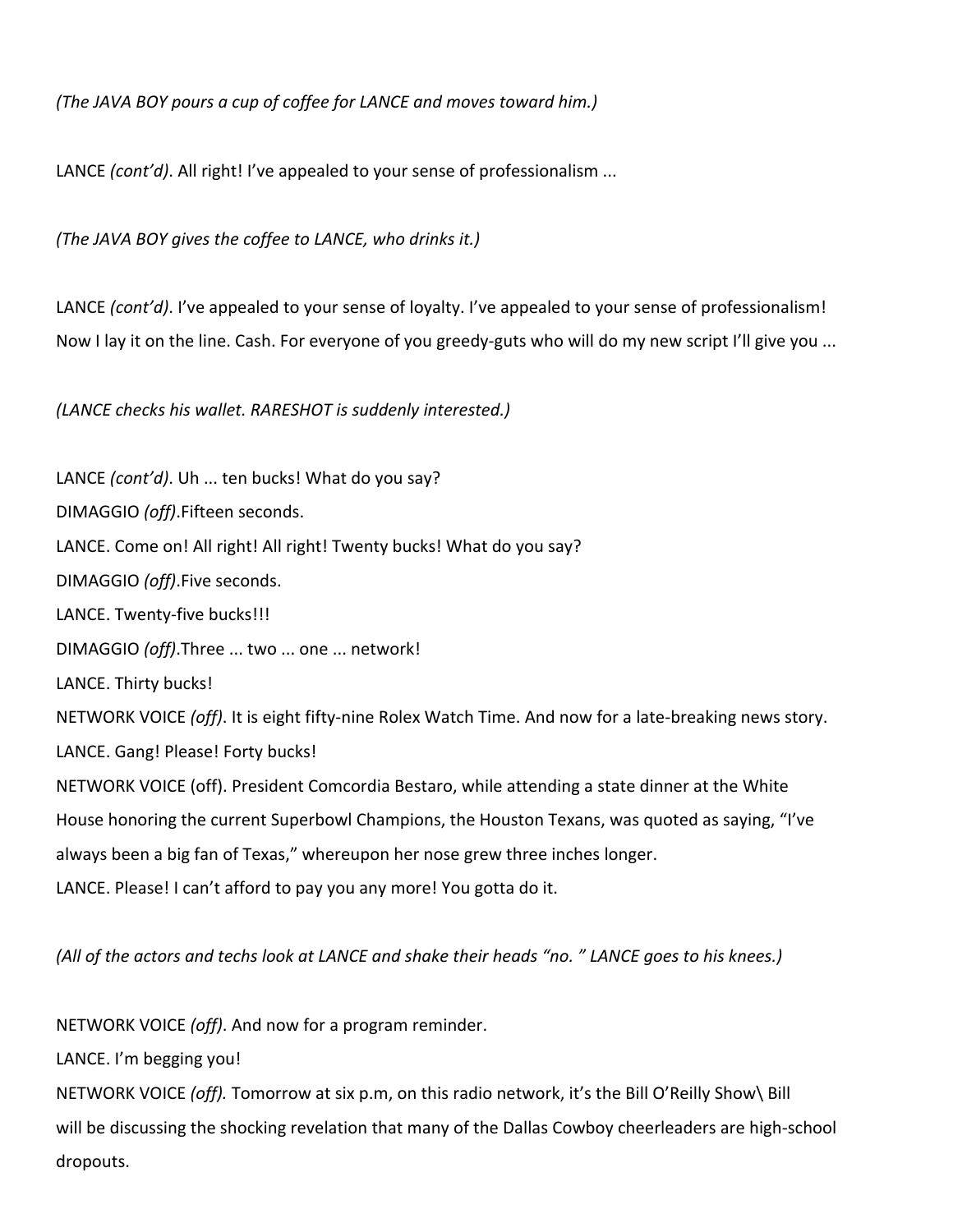*(The JAVA BOY pours a cup of coffee for LANCE and moves toward him.)*

LANCE *(cont'd)*. All right! I've appealed to your sense of professionalism ...

*(The JAVA BOY gives the coffee to LANCE, who drinks it.)*

LANCE *(cont'd)*. I've appealed to your sense of loyalty. I've appealed to your sense of professionalism! Now I lay it on the line. Cash. For everyone of you greedy-guts who will do my new script I'll give you ...

*(LANCE checks his wallet. RARESHOT is suddenly interested.)*

LANCE *(cont'd)*. Uh ... ten bucks! What do you say?
DIMAGGIO *(off)*.Fifteen seconds.
LANCE. Come on! All right! All right! Twenty bucks! What do you say?
DIMAGGIO *(off)*.Five seconds.
LANCE. Twenty-five bucks!!!
DIMAGGIO *(off)*.Three ... two ... one ... network!
LANCE. Thirty bucks!
NETWORK VOICE *(off)*. It is eight fifty-nine Rolex Watch Time. And now for a late-breaking news story.
LANCE. Gang! Please! Forty bucks!
NETWORK VOICE (off). President Comcordia Bestaro, while attending a state dinner at the White House honoring the current Superbowl Champions, the Houston Texans, was quoted as saying, "I've always been a big fan of Texas," whereupon her nose grew three inches longer.
LANCE. Please! I can't afford to pay you any more! You gotta do it.

*(All of the actors and techs look at LANCE and shake their heads "no. " LANCE goes to his knees.)*

NETWORK VOICE *(off)*. And now for a program reminder.
LANCE. I'm begging you!
NETWORK VOICE *(off).* Tomorrow at six p.m, on this radio network, it's the Bill O'Reilly Show\ Bill will be discussing the shocking revelation that many of the Dallas Cowboy cheerleaders are high-school dropouts.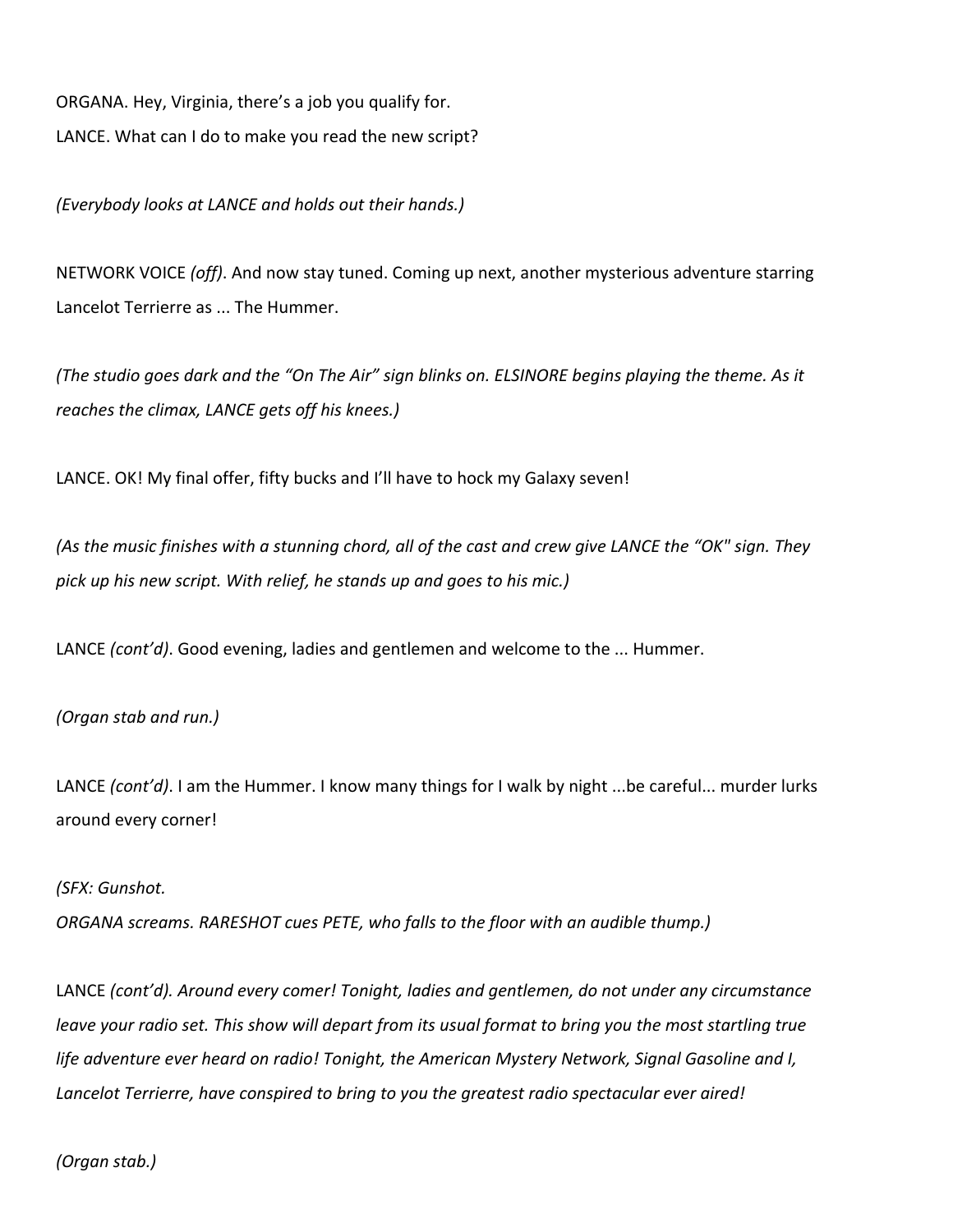ORGANA. Hey, Virginia, there's a job you qualify for.

LANCE. What can I do to make you read the new script?

*(Everybody looks at LANCE and holds out their hands.)*

NETWORK VOICE *(off)*. And now stay tuned. Coming up next, another mysterious adventure starring Lancelot Terrierre as ... The Hummer.

*(The studio goes dark and the "On The Air" sign blinks on. ELSINORE begins playing the theme. As it reaches the climax, LANCE gets off his knees.)*

LANCE. OK! My final offer, fifty bucks and I'll have to hock my Galaxy seven!

*(As the music finishes with a stunning chord, all of the cast and crew give LANCE the "OK" sign. They pick up his new script. With relief, he stands up and goes to his mic.)*

LANCE *(cont'd)*. Good evening, ladies and gentlemen and welcome to the ... Hummer.

*(Organ stab and run.)*

LANCE *(cont'd)*. I am the Hummer. I know many things for I walk by night ...be careful... murder lurks around every corner!

*(SFX: Gunshot.*
*ORGANA screams. RARESHOT cues PETE, who falls to the floor with an audible thump.)*

LANCE *(cont'd). Around every comer! Tonight, ladies and gentlemen, do not under any circumstance leave your radio set. This show will depart from its usual format to bring you the most startling true life adventure ever heard on radio! Tonight, the American Mystery Network, Signal Gasoline and I, Lancelot Terrierre, have conspired to bring to you the greatest radio spectacular ever aired!*

*(Organ stab.)*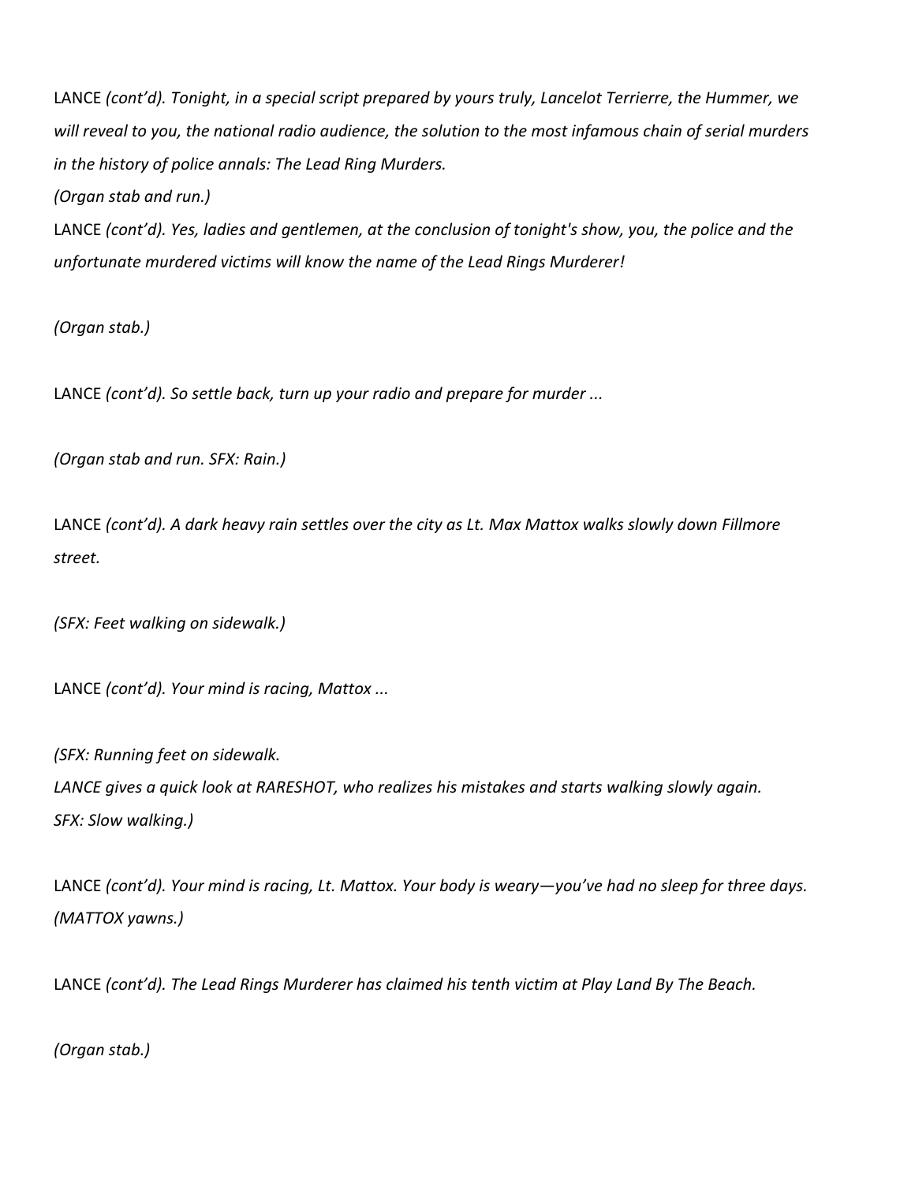LANCE *(cont'd). Tonight, in a special script prepared by yours truly, Lancelot Terrierre, the Hummer, we will reveal to you, the national radio audience, the solution to the most infamous chain of serial murders in the history of police annals: The Lead Ring Murders.*

*(Organ stab and run.)*

LANCE *(cont'd). Yes, ladies and gentlemen, at the conclusion of tonight's show, you, the police and the unfortunate murdered victims will know the name of the Lead Rings Murderer!*

*(Organ stab.)*

LANCE *(cont'd). So settle back, turn up your radio and prepare for murder ...*

*(Organ stab and run. SFX: Rain.)*

LANCE *(cont'd). A dark heavy rain settles over the city as Lt. Max Mattox walks slowly down Fillmore street.*

*(SFX: Feet walking on sidewalk.)*

LANCE *(cont'd). Your mind is racing, Mattox ...*

*(SFX: Running feet on sidewalk.*
*LANCE gives a quick look at RARESHOT, who realizes his mistakes and starts walking slowly again.*
*SFX: Slow walking.)*

LANCE *(cont'd). Your mind is racing, Lt. Mattox. Your body is weary—you've had no sleep for three days.*
*(MATTOX yawns.)*

LANCE *(cont'd). The Lead Rings Murderer has claimed his tenth victim at Play Land By The Beach.*

*(Organ stab.)*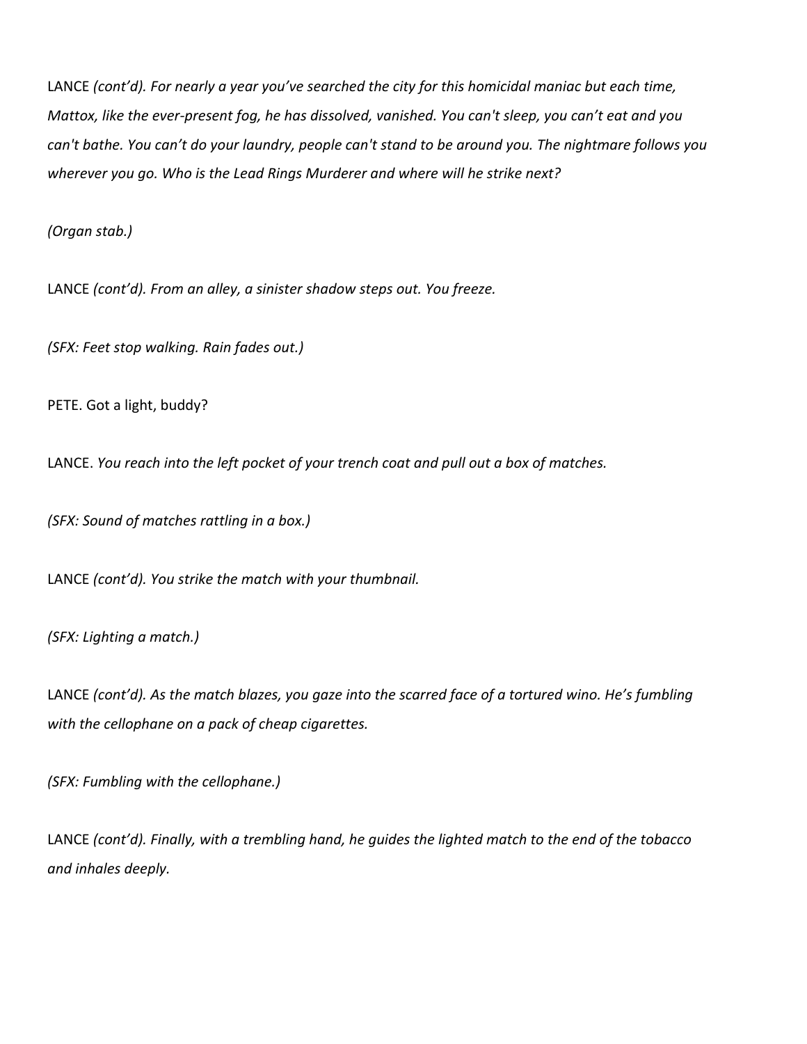LANCE *(cont'd). For nearly a year you've searched the city for this homicidal maniac but each time, Mattox, like the ever-present fog, he has dissolved, vanished. You can't sleep, you can't eat and you can't bathe. You can't do your laundry, people can't stand to be around you. The nightmare follows you wherever you go. Who is the Lead Rings Murderer and where will he strike next?*

*(Organ stab.)*

LANCE *(cont'd). From an alley, a sinister shadow steps out. You freeze.*

*(SFX: Feet stop walking. Rain fades out.)*

PETE. Got a light, buddy?

LANCE. *You reach into the left pocket of your trench coat and pull out a box of matches.*

*(SFX: Sound of matches rattling in a box.)*

LANCE *(cont'd). You strike the match with your thumbnail.*

*(SFX: Lighting a match.)*

LANCE *(cont'd). As the match blazes, you gaze into the scarred face of a tortured wino. He's fumbling with the cellophane on a pack of cheap cigarettes.*

*(SFX: Fumbling with the cellophane.)*

LANCE *(cont'd). Finally, with a trembling hand, he guides the lighted match to the end of the tobacco and inhales deeply.*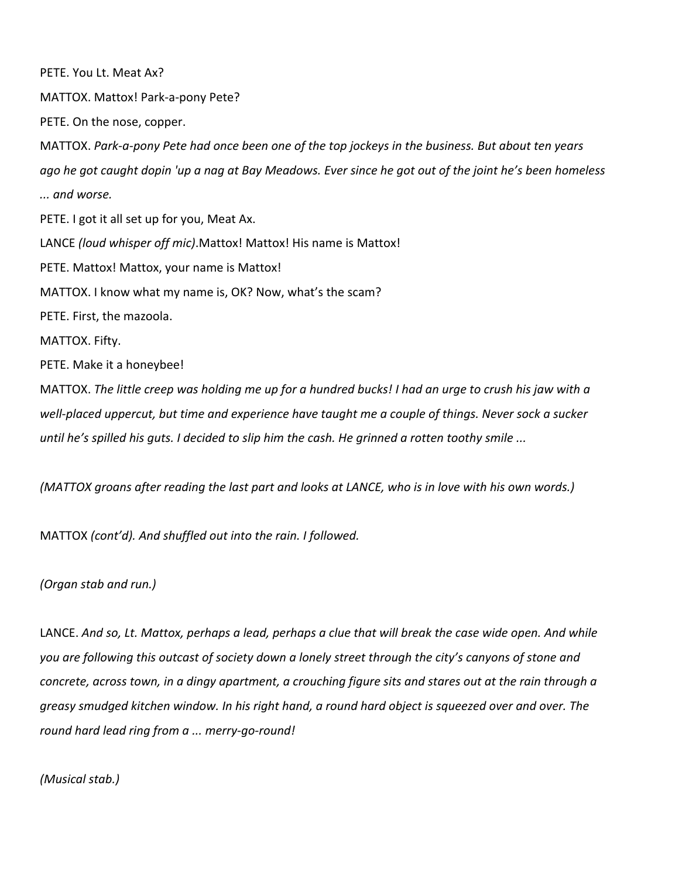PETE. You Lt. Meat Ax?

MATTOX. Mattox! Park-a-pony Pete?

PETE. On the nose, copper.

MATTOX. *Park-a-pony Pete had once been one of the top jockeys in the business. But about ten years ago he got caught dopin 'up a nag at Bay Meadows. Ever since he got out of the joint he's been homeless ... and worse.*

PETE. I got it all set up for you, Meat Ax.

LANCE *(loud whisper off mic)*.Mattox! Mattox! His name is Mattox!

PETE. Mattox! Mattox, your name is Mattox!

MATTOX. I know what my name is, OK? Now, what's the scam?

PETE. First, the mazoola.

MATTOX. Fifty.

PETE. Make it a honeybee!

MATTOX. *The little creep was holding me up for a hundred bucks! I had an urge to crush his jaw with a well-placed uppercut, but time and experience have taught me a couple of things. Never sock a sucker until he's spilled his guts. I decided to slip him the cash. He grinned a rotten toothy smile ...*

*(MATTOX groans after reading the last part and looks at LANCE, who is in love with his own words.)*

MATTOX *(cont'd). And shuffled out into the rain. I followed.*

*(Organ stab and run.)*

LANCE. *And so, Lt. Mattox, perhaps a lead, perhaps a clue that will break the case wide open. And while you are following this outcast of society down a lonely street through the city's canyons of stone and concrete, across town, in a dingy apartment, a crouching figure sits and stares out at the rain through a greasy smudged kitchen window. In his right hand, a round hard object is squeezed over and over. The round hard lead ring from a ... merry-go-round!*

*(Musical stab.)*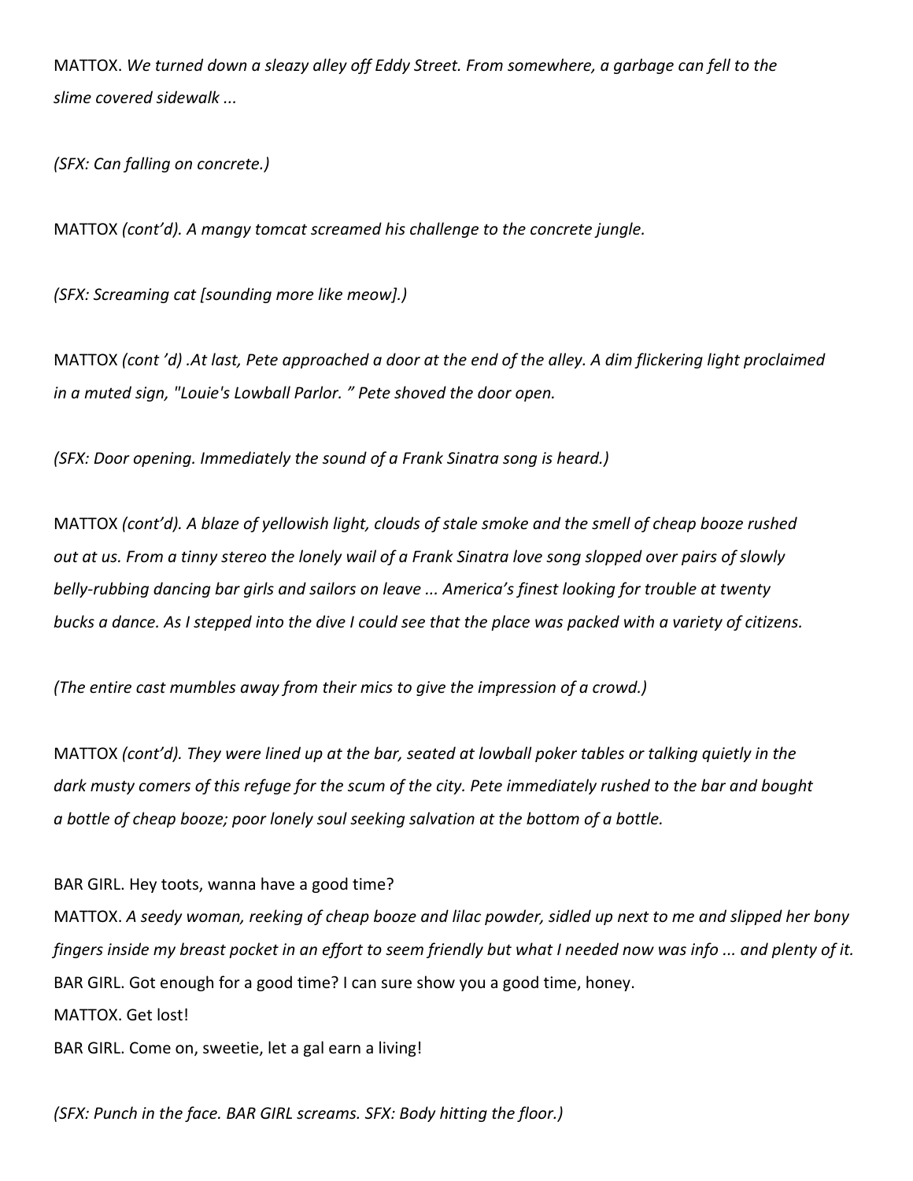MATTOX. *We turned down a sleazy alley off Eddy Street. From somewhere, a garbage can fell to the slime covered sidewalk ...*

*(SFX: Can falling on concrete.)*

MATTOX *(cont'd). A mangy tomcat screamed his challenge to the concrete jungle.*

*(SFX: Screaming cat [sounding more like meow].)*

MATTOX *(cont 'd) .At last, Pete approached a door at the end of the alley. A dim flickering light proclaimed in a muted sign, "Louie's Lowball Parlor. " Pete shoved the door open.*

*(SFX: Door opening. Immediately the sound of a Frank Sinatra song is heard.)*

MATTOX *(cont'd). A blaze of yellowish light, clouds of stale smoke and the smell of cheap booze rushed out at us. From a tinny stereo the lonely wail of a Frank Sinatra love song slopped over pairs of slowly belly-rubbing dancing bar girls and sailors on leave ... America's finest looking for trouble at twenty bucks a dance. As I stepped into the dive I could see that the place was packed with a variety of citizens.*

*(The entire cast mumbles away from their mics to give the impression of a crowd.)*

MATTOX *(cont'd). They were lined up at the bar, seated at lowball poker tables or talking quietly in the dark musty comers of this refuge for the scum of the city. Pete immediately rushed to the bar and bought a bottle of cheap booze; poor lonely soul seeking salvation at the bottom of a bottle.*

BAR GIRL. Hey toots, wanna have a good time?  
MATTOX. *A seedy woman, reeking of cheap booze and lilac powder, sidled up next to me and slipped her bony fingers inside my breast pocket in an effort to seem friendly but what I needed now was info ... and plenty of it.*  
BAR GIRL. Got enough for a good time? I can sure show you a good time, honey.  
MATTOX. Get lost!  
BAR GIRL. Come on, sweetie, let a gal earn a living!

*(SFX: Punch in the face. BAR GIRL screams. SFX: Body hitting the floor.)*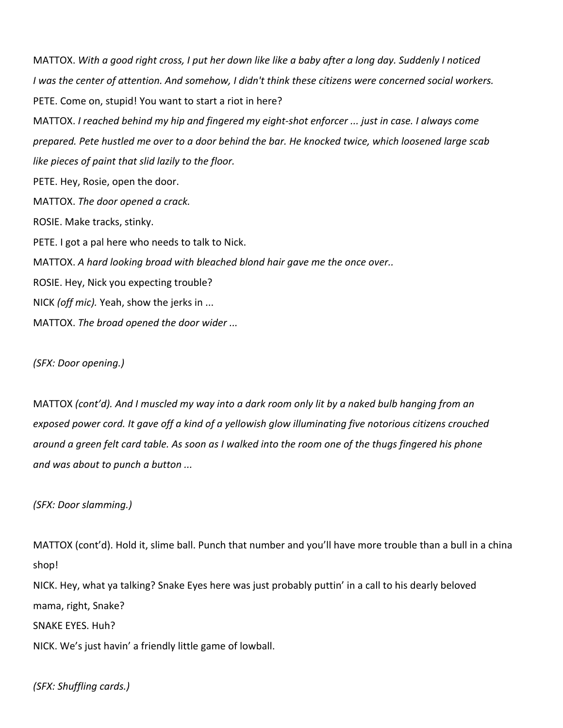MATTOX. *With a good right cross, I put her down like like a baby after a long day. Suddenly I noticed I was the center of attention. And somehow, I didn't think these citizens were concerned social workers.*

PETE. Come on, stupid! You want to start a riot in here?

MATTOX. *I reached behind my hip and fingered my eight-shot enforcer ... just in case. I always come prepared. Pete hustled me over to a door behind the bar. He knocked twice, which loosened large scab like pieces of paint that slid lazily to the floor.*

PETE. Hey, Rosie, open the door.

MATTOX. *The door opened a crack.*

ROSIE. Make tracks, stinky.

PETE. I got a pal here who needs to talk to Nick.

MATTOX. *A hard looking broad with bleached blond hair gave me the once over..*

ROSIE. Hey, Nick you expecting trouble?

NICK *(off mic).* Yeah, show the jerks in ...

MATTOX. *The broad opened the door wider ...*

*(SFX: Door opening.)*

MATTOX *(cont'd). And I muscled my way into a dark room only lit by a naked bulb hanging from an exposed power cord. It gave off a kind of a yellowish glow illuminating five notorious citizens crouched around a green felt card table. As soon as I walked into the room one of the thugs fingered his phone and was about to punch a button ...*

*(SFX: Door slamming.)*

MATTOX (cont'd). Hold it, slime ball. Punch that number and you'll have more trouble than a bull in a china shop!

NICK. Hey, what ya talking? Snake Eyes here was just probably puttin' in a call to his dearly beloved mama, right, Snake?

SNAKE EYES. Huh?

NICK. We's just havin' a friendly little game of lowball.

*(SFX: Shuffling cards.)*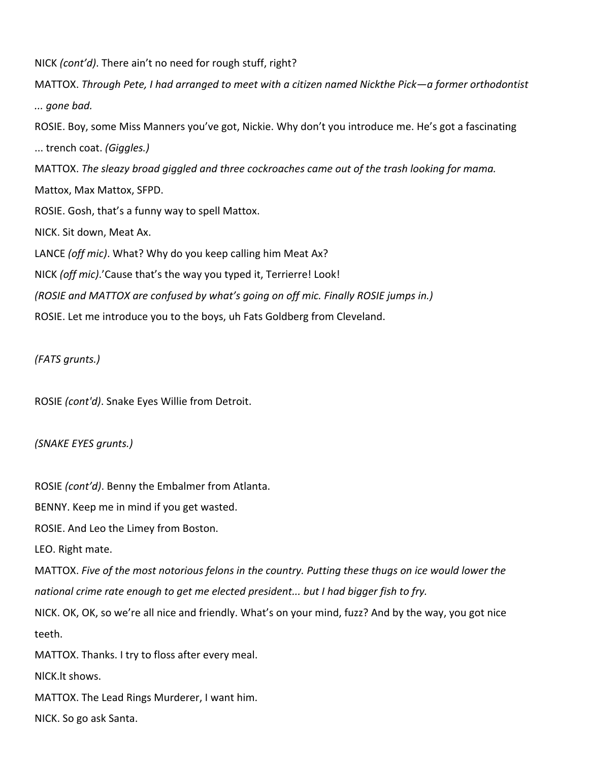NICK *(cont'd)*. There ain't no need for rough stuff, right?

MATTOX. *Through Pete, I had arranged to meet with a citizen named Nickthe Pick—a former orthodontist ... gone bad.*

ROSIE. Boy, some Miss Manners you've got, Nickie. Why don't you introduce me. He's got a fascinating ... trench coat. *(Giggles.)*

MATTOX. *The sleazy broad giggled and three cockroaches came out of the trash looking for mama.* Mattox, Max Mattox, SFPD.

ROSIE. Gosh, that's a funny way to spell Mattox.

NICK. Sit down, Meat Ax.

LANCE *(off mic)*. What? Why do you keep calling him Meat Ax?

NICK *(off mic)*.'Cause that's the way you typed it, Terrierre! Look!

*(ROSIE and MATTOX are confused by what's going on off mic. Finally ROSIE jumps in.)*

ROSIE. Let me introduce you to the boys, uh Fats Goldberg from Cleveland.

*(FATS grunts.)*

ROSIE *(cont'd)*. Snake Eyes Willie from Detroit.

*(SNAKE EYES grunts.)*

ROSIE *(cont'd)*. Benny the Embalmer from Atlanta.

BENNY. Keep me in mind if you get wasted.

ROSIE. And Leo the Limey from Boston.

LEO. Right mate.

MATTOX. *Five of the most notorious felons in the country. Putting these thugs on ice would lower the national crime rate enough to get me elected president... but I had bigger fish to fry.*

NICK. OK, OK, so we're all nice and friendly. What's on your mind, fuzz? And by the way, you got nice teeth.

MATTOX. Thanks. I try to floss after every meal.

NICK.lt shows.

MATTOX. The Lead Rings Murderer, I want him.

NICK. So go ask Santa.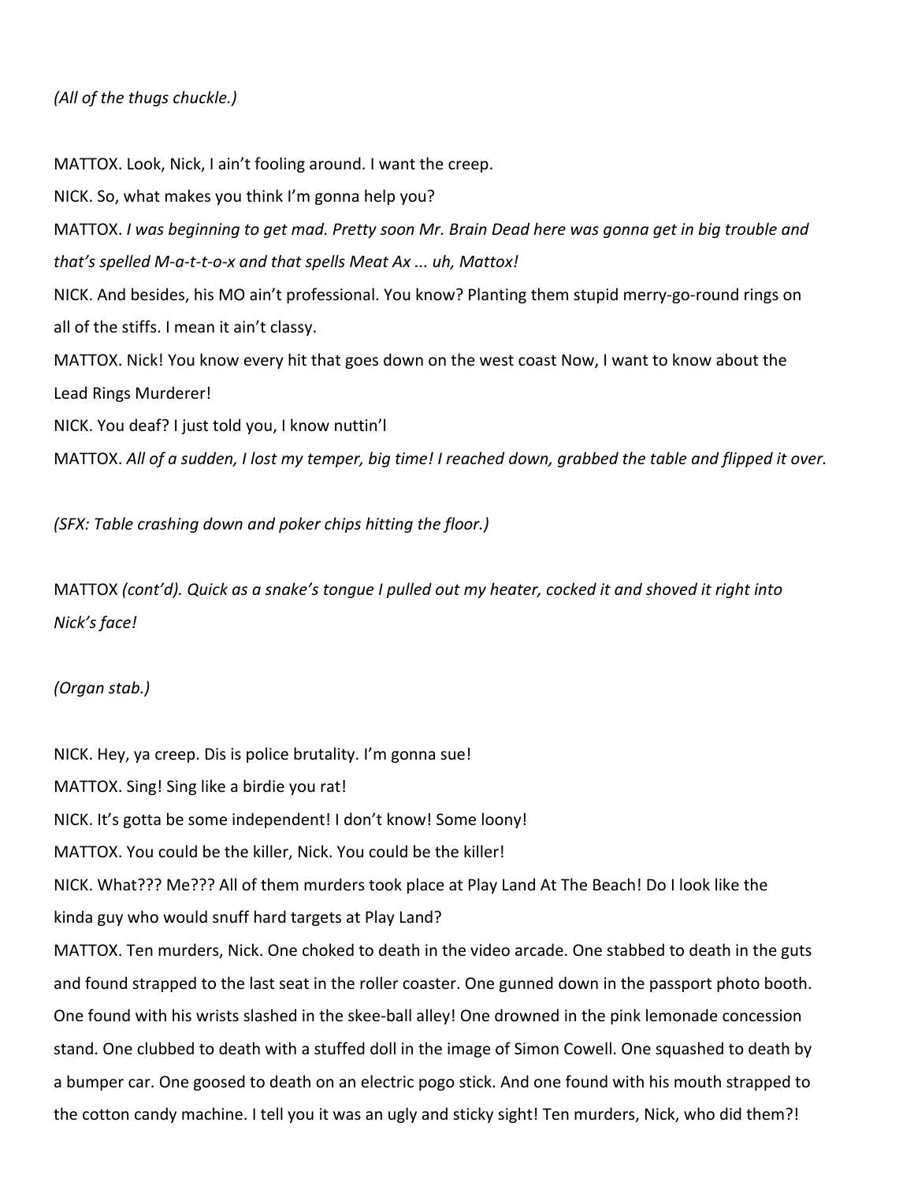*(All of the thugs chuckle.)*

MATTOX. Look, Nick, I ain't fooling around. I want the creep.

NICK. So, what makes you think I'm gonna help you?

MATTOX. *I was beginning to get mad. Pretty soon Mr. Brain Dead here was gonna get in big trouble and that's spelled M-a-t-t-o-x and that spells Meat Ax ... uh, Mattox!*

NICK. And besides, his MO ain't professional. You know? Planting them stupid merry-go-round rings on all of the stiffs. I mean it ain't classy.

MATTOX. Nick! You know every hit that goes down on the west coast Now, I want to know about the Lead Rings Murderer!

NICK. You deaf? I just told you, I know nuttin'l

MATTOX. *All of a sudden, I lost my temper, big time! I reached down, grabbed the table and flipped it over.*

*(SFX: Table crashing down and poker chips hitting the floor.)*

MATTOX *(cont'd). Quick as a snake's tongue I pulled out my heater, cocked it and shoved it right into Nick's face!*

*(Organ stab.)*

NICK. Hey, ya creep. Dis is police brutality. I'm gonna sue!

MATTOX. Sing! Sing like a birdie you rat!

NICK. It's gotta be some independent! I don't know! Some loony!

MATTOX. You could be the killer, Nick. You could be the killer!

NICK. What??? Me??? All of them murders took place at Play Land At The Beach! Do I look like the kinda guy who would snuff hard targets at Play Land?

MATTOX. Ten murders, Nick. One choked to death in the video arcade. One stabbed to death in the guts and found strapped to the last seat in the roller coaster. One gunned down in the passport photo booth. One found with his wrists slashed in the skee-ball alley! One drowned in the pink lemonade concession stand. One clubbed to death with a stuffed doll in the image of Simon Cowell. One squashed to death by a bumper car. One goosed to death on an electric pogo stick. And one found with his mouth strapped to the cotton candy machine. I tell you it was an ugly and sticky sight! Ten murders, Nick, who did them?!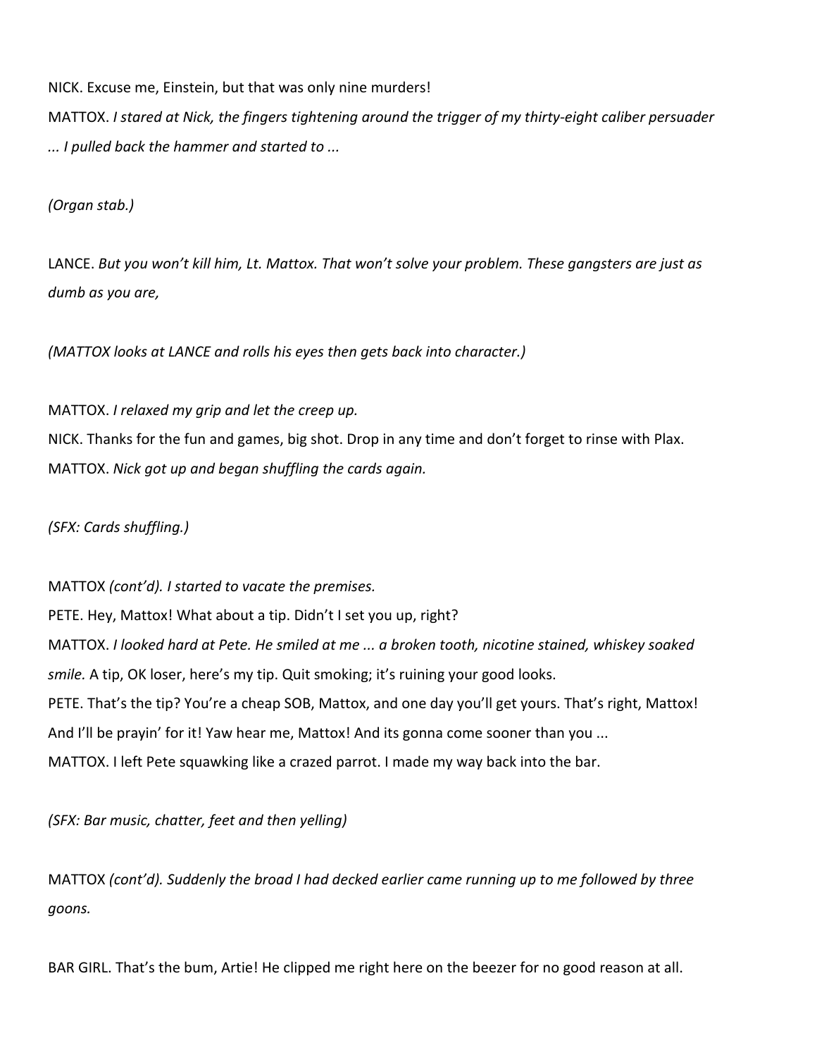NICK. Excuse me, Einstein, but that was only nine murders!

MATTOX. *I stared at Nick, the fingers tightening around the trigger of my thirty-eight caliber persuader ... I pulled back the hammer and started to ...*

*(Organ stab.)*

LANCE. *But you won't kill him, Lt. Mattox. That won't solve your problem. These gangsters are just as dumb as you are,*

*(MATTOX looks at LANCE and rolls his eyes then gets back into character.)*

MATTOX. *I relaxed my grip and let the creep up.*

NICK. Thanks for the fun and games, big shot. Drop in any time and don't forget to rinse with Plax.

MATTOX. *Nick got up and began shuffling the cards again.*

*(SFX: Cards shuffling.)*

MATTOX *(cont'd). I started to vacate the premises.*

PETE. Hey, Mattox! What about a tip. Didn't I set you up, right?

MATTOX. *I looked hard at Pete. He smiled at me ... a broken tooth, nicotine stained, whiskey soaked smile.* A tip, OK loser, here's my tip. Quit smoking; it's ruining your good looks.

PETE. That's the tip? You're a cheap SOB, Mattox, and one day you'll get yours. That's right, Mattox! And I'll be prayin' for it! Yaw hear me, Mattox! And its gonna come sooner than you ...

MATTOX. I left Pete squawking like a crazed parrot. I made my way back into the bar.

*(SFX: Bar music, chatter, feet and then yelling)*

MATTOX *(cont'd). Suddenly the broad I had decked earlier came running up to me followed by three goons.*

BAR GIRL. That's the bum, Artie! He clipped me right here on the beezer for no good reason at all.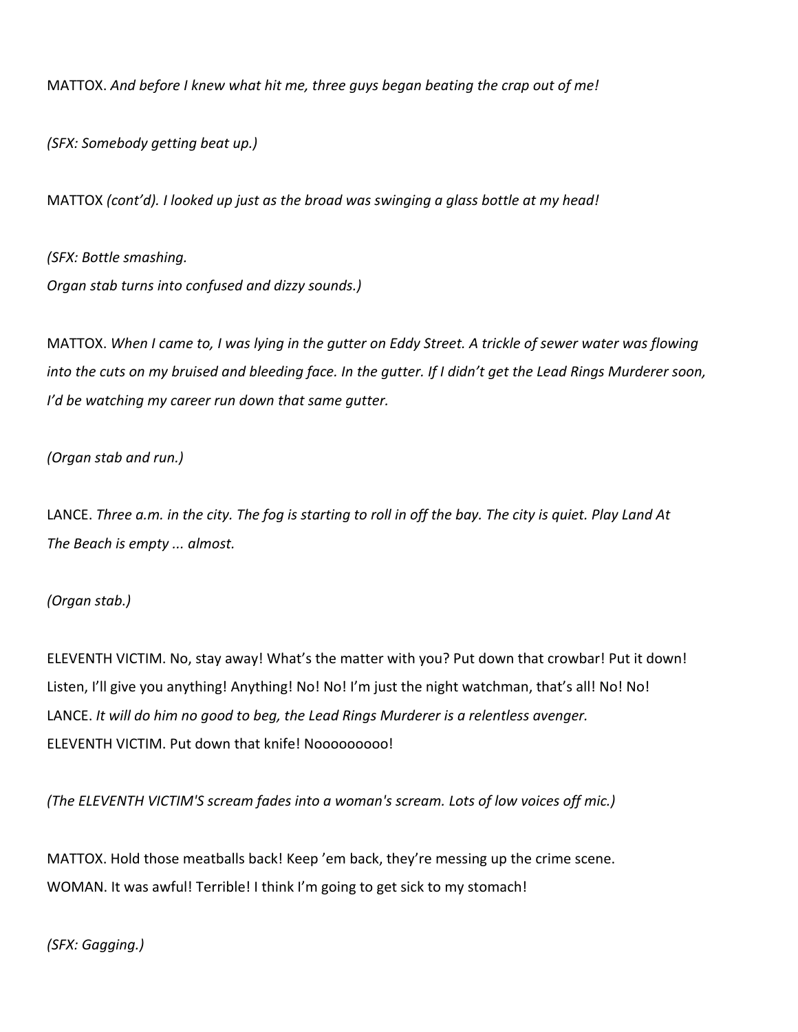MATTOX. *And before I knew what hit me, three guys began beating the crap out of me!*

*(SFX: Somebody getting beat up.)*

MATTOX *(cont'd). I looked up just as the broad was swinging a glass bottle at my head!*

*(SFX: Bottle smashing.*
*Organ stab turns into confused and dizzy sounds.)*

MATTOX. *When I came to, I was lying in the gutter on Eddy Street. A trickle of sewer water was flowing into the cuts on my bruised and bleeding face. In the gutter. If I didn't get the Lead Rings Murderer soon, I'd be watching my career run down that same gutter.*

*(Organ stab and run.)*

LANCE. *Three a.m. in the city. The fog is starting to roll in off the bay. The city is quiet. Play Land At The Beach is empty ... almost.*

*(Organ stab.)*

ELEVENTH VICTIM. No, stay away! What's the matter with you? Put down that crowbar! Put it down! Listen, I'll give you anything! Anything! No! No! I'm just the night watchman, that's all! No! No!
LANCE. *It will do him no good to beg, the Lead Rings Murderer is a relentless avenger.*
ELEVENTH VICTIM. Put down that knife! Nooooooooo!

*(The ELEVENTH VICTIM'S scream fades into a woman's scream. Lots of low voices off mic.)*

MATTOX. Hold those meatballs back! Keep 'em back, they're messing up the crime scene.
WOMAN. It was awful! Terrible! I think I'm going to get sick to my stomach!

*(SFX: Gagging.)*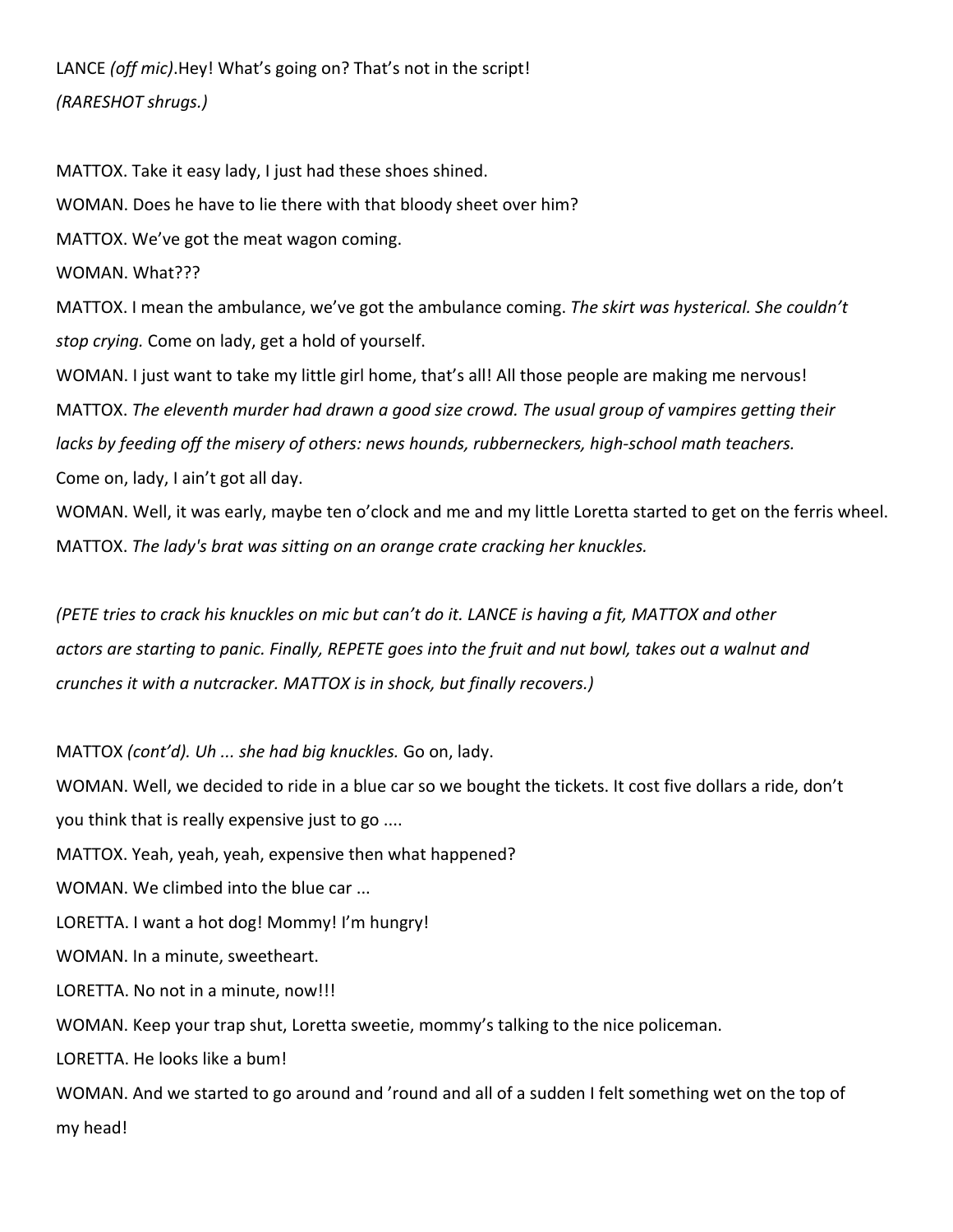LANCE *(off mic)*.Hey! What's going on? That's not in the script!

*(RARESHOT shrugs.)*

MATTOX. Take it easy lady, I just had these shoes shined.

WOMAN. Does he have to lie there with that bloody sheet over him?

MATTOX. We've got the meat wagon coming.

WOMAN. What???

MATTOX. I mean the ambulance, we've got the ambulance coming. *The skirt was hysterical. She couldn't stop crying.* Come on lady, get a hold of yourself.

WOMAN. I just want to take my little girl home, that's all! All those people are making me nervous!

MATTOX. *The eleventh murder had drawn a good size crowd. The usual group of vampires getting their lacks by feeding off the misery of others: news hounds, rubberneckers, high-school math teachers.* Come on, lady, I ain't got all day.

WOMAN. Well, it was early, maybe ten o'clock and me and my little Loretta started to get on the ferris wheel.

MATTOX. *The lady's brat was sitting on an orange crate cracking her knuckles.*

*(PETE tries to crack his knuckles on mic but can't do it. LANCE is having a fit, MATTOX and other actors are starting to panic. Finally, REPETE goes into the fruit and nut bowl, takes out a walnut and crunches it with a nutcracker. MATTOX is in shock, but finally recovers.)*

MATTOX *(cont'd). Uh ... she had big knuckles.* Go on, lady.

WOMAN. Well, we decided to ride in a blue car so we bought the tickets. It cost five dollars a ride, don't you think that is really expensive just to go ....

MATTOX. Yeah, yeah, yeah, expensive then what happened?

WOMAN. We climbed into the blue car ...

LORETTA. I want a hot dog! Mommy! I'm hungry!

WOMAN. In a minute, sweetheart.

LORETTA. No not in a minute, now!!!

WOMAN. Keep your trap shut, Loretta sweetie, mommy's talking to the nice policeman.

LORETTA. He looks like a bum!

WOMAN. And we started to go around and 'round and all of a sudden I felt something wet on the top of my head!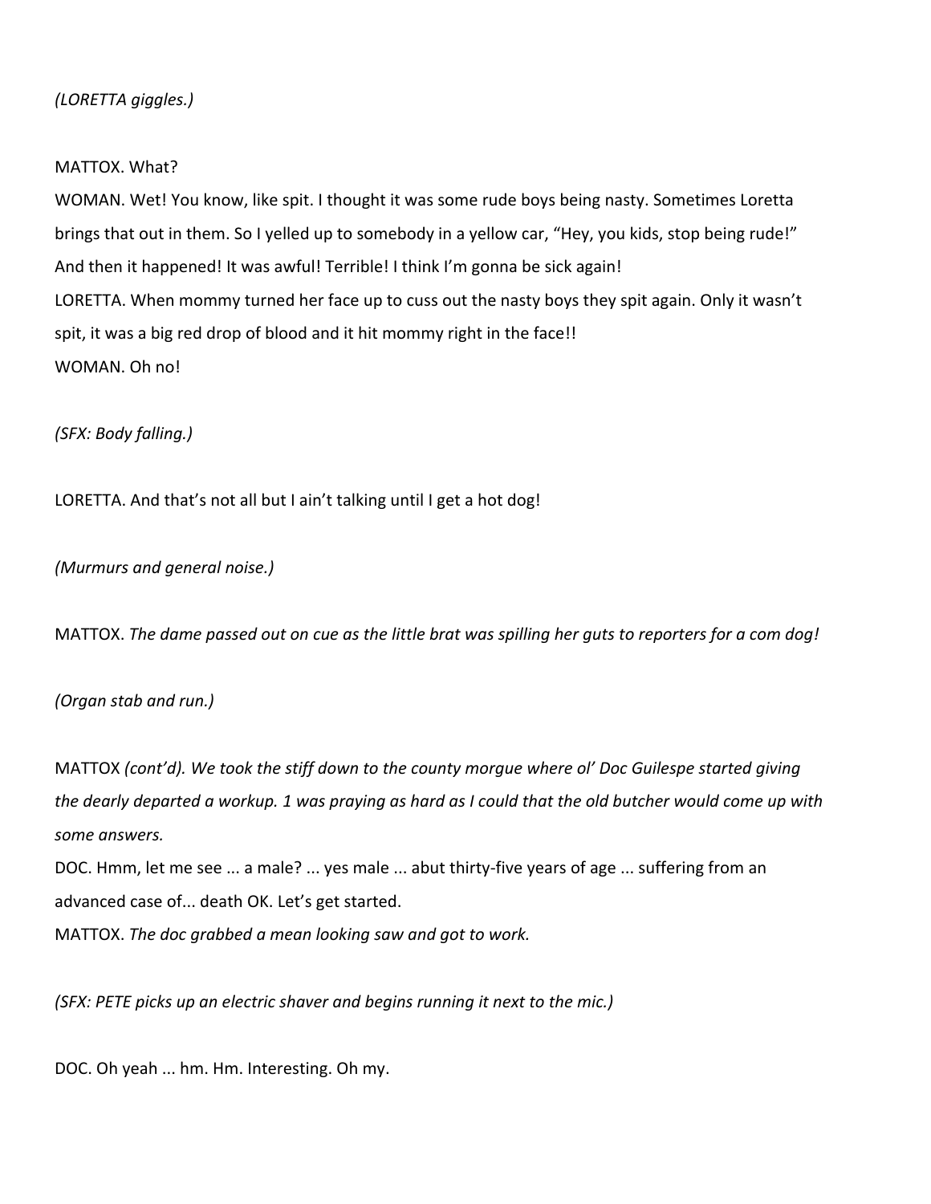*(LORETTA giggles.)*

MATTOX. What?

WOMAN. Wet! You know, like spit. I thought it was some rude boys being nasty. Sometimes Loretta brings that out in them. So I yelled up to somebody in a yellow car, "Hey, you kids, stop being rude!" And then it happened! It was awful! Terrible! I think I'm gonna be sick again!

LORETTA. When mommy turned her face up to cuss out the nasty boys they spit again. Only it wasn't spit, it was a big red drop of blood and it hit mommy right in the face!!

WOMAN. Oh no!

*(SFX: Body falling.)*

LORETTA. And that's not all but I ain't talking until I get a hot dog!

*(Murmurs and general noise.)*

MATTOX. *The dame passed out on cue as the little brat was spilling her guts to reporters for a com dog!*

*(Organ stab and run.)*

MATTOX *(cont'd). We took the stiff down to the county morgue where ol' Doc Guilespe started giving the dearly departed a workup. 1 was praying as hard as I could that the old butcher would come up with some answers.*

DOC. Hmm, let me see ... a male? ... yes male ... abut thirty-five years of age ... suffering from an advanced case of... death OK. Let's get started.

MATTOX. *The doc grabbed a mean looking saw and got to work.*

*(SFX: PETE picks up an electric shaver and begins running it next to the mic.)*

DOC. Oh yeah ... hm. Hm. Interesting. Oh my.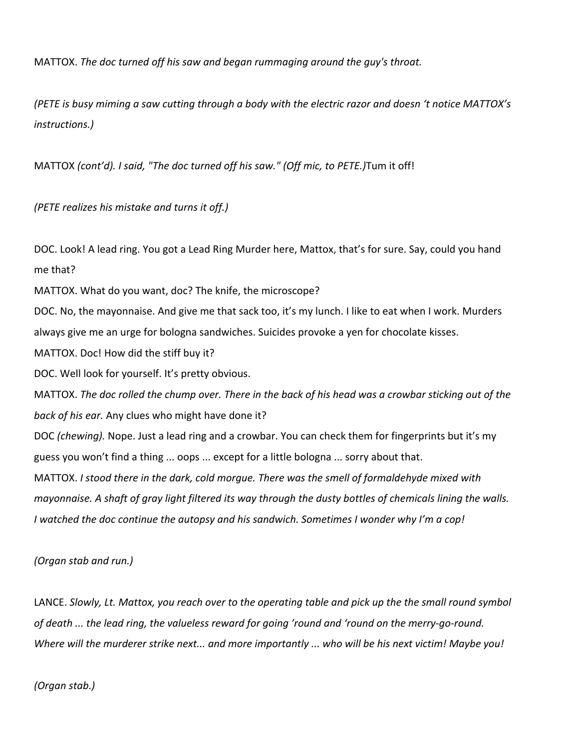MATTOX. *The doc turned off his saw and began rummaging around the guy's throat.*

*(PETE is busy miming a saw cutting through a body with the electric razor and doesn 't notice MATTOX's instructions.)*

MATTOX *(cont'd). I said, "The doc turned off his saw." (Off mic, to PETE.)*Tum it off!

*(PETE realizes his mistake and turns it off.)*

DOC. Look! A lead ring. You got a Lead Ring Murder here, Mattox, that's for sure. Say, could you hand me that?

MATTOX. What do you want, doc? The knife, the microscope?

DOC. No, the mayonnaise. And give me that sack too, it's my lunch. I like to eat when I work. Murders always give me an urge for bologna sandwiches. Suicides provoke a yen for chocolate kisses.

MATTOX. Doc! How did the stiff buy it?

DOC. Well look for yourself. It's pretty obvious.

MATTOX. *The doc rolled the chump over. There in the back of his head was a crowbar sticking out of the back of his ear.* Any clues who might have done it?

DOC *(chewing).* Nope. Just a lead ring and a crowbar. You can check them for fingerprints but it's my guess you won't find a thing ... oops ... except for a little bologna ... sorry about that.

MATTOX. *I stood there in the dark, cold morgue. There was the smell of formaldehyde mixed with mayonnaise. A shaft of gray light filtered its way through the dusty bottles of chemicals lining the walls. I watched the doc continue the autopsy and his sandwich. Sometimes I wonder why I'm a cop!*

*(Organ stab and run.)*

LANCE. *Slowly, Lt. Mattox, you reach over to the operating table and pick up the the small round symbol of death ... the lead ring, the valueless reward for going 'round and 'round on the merry-go-round. Where will the murderer strike next... and more importantly ... who will be his next victim! Maybe you!*

*(Organ stab.)*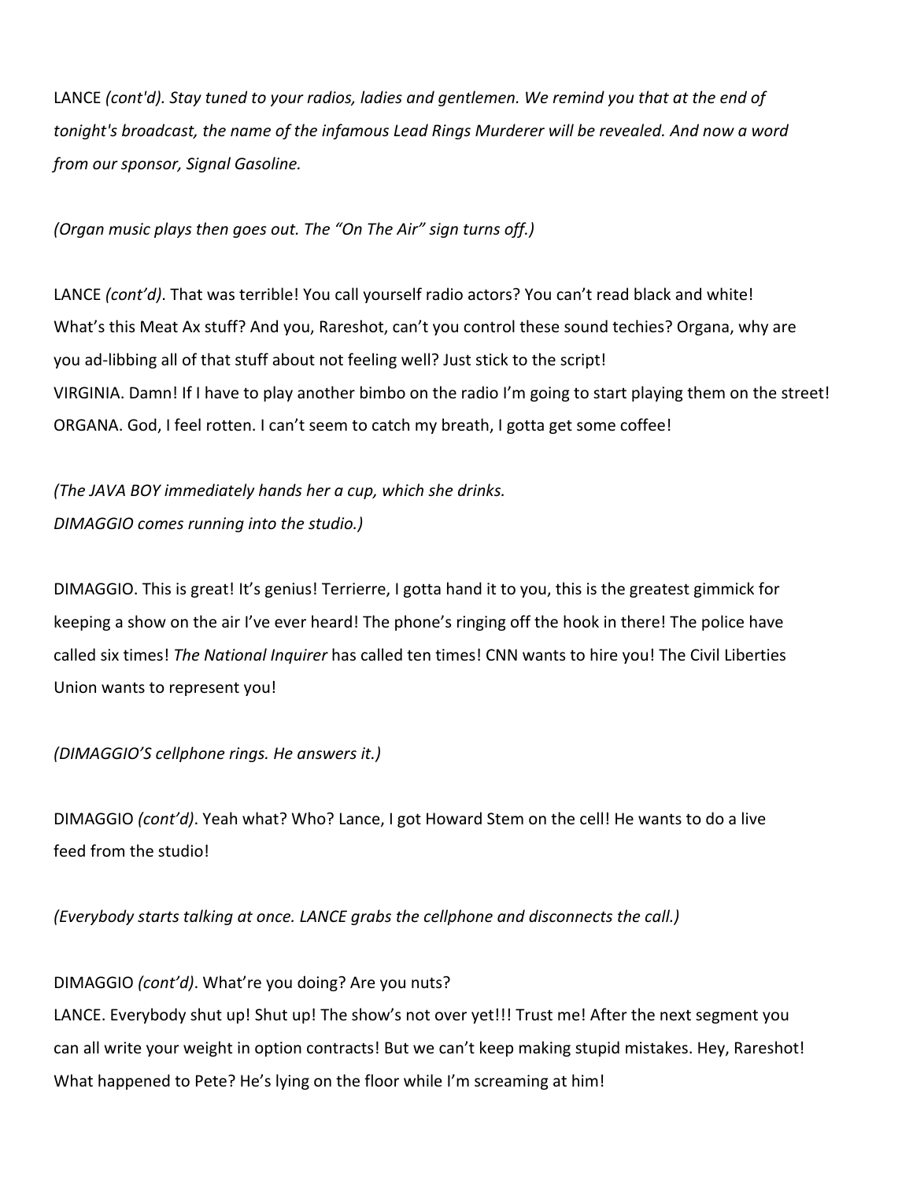LANCE *(cont'd). Stay tuned to your radios, ladies and gentlemen. We remind you that at the end of tonight's broadcast, the name of the infamous Lead Rings Murderer will be revealed. And now a word from our sponsor, Signal Gasoline.*

*(Organ music plays then goes out. The "On The Air" sign turns off.)*

LANCE *(cont'd)*. That was terrible! You call yourself radio actors? You can't read black and white! What's this Meat Ax stuff? And you, Rareshot, can't you control these sound techies? Organa, why are you ad-libbing all of that stuff about not feeling well? Just stick to the script!
VIRGINIA. Damn! If I have to play another bimbo on the radio I'm going to start playing them on the street!
ORGANA. God, I feel rotten. I can't seem to catch my breath, I gotta get some coffee!

*(The JAVA BOY immediately hands her a cup, which she drinks.*
*DIMAGGIO comes running into the studio.)*

DIMAGGIO. This is great! It's genius! Terrierre, I gotta hand it to you, this is the greatest gimmick for keeping a show on the air I've ever heard! The phone's ringing off the hook in there! The police have called six times! *The National Inquirer* has called ten times! CNN wants to hire you! The Civil Liberties Union wants to represent you!

*(DIMAGGIO'S cellphone rings. He answers it.)*

DIMAGGIO *(cont'd)*. Yeah what? Who? Lance, I got Howard Stem on the cell! He wants to do a live feed from the studio!

*(Everybody starts talking at once. LANCE grabs the cellphone and disconnects the call.)*

DIMAGGIO *(cont'd)*. What're you doing? Are you nuts?
LANCE. Everybody shut up! Shut up! The show's not over yet!!! Trust me! After the next segment you can all write your weight in option contracts! But we can't keep making stupid mistakes. Hey, Rareshot! What happened to Pete? He's lying on the floor while I'm screaming at him!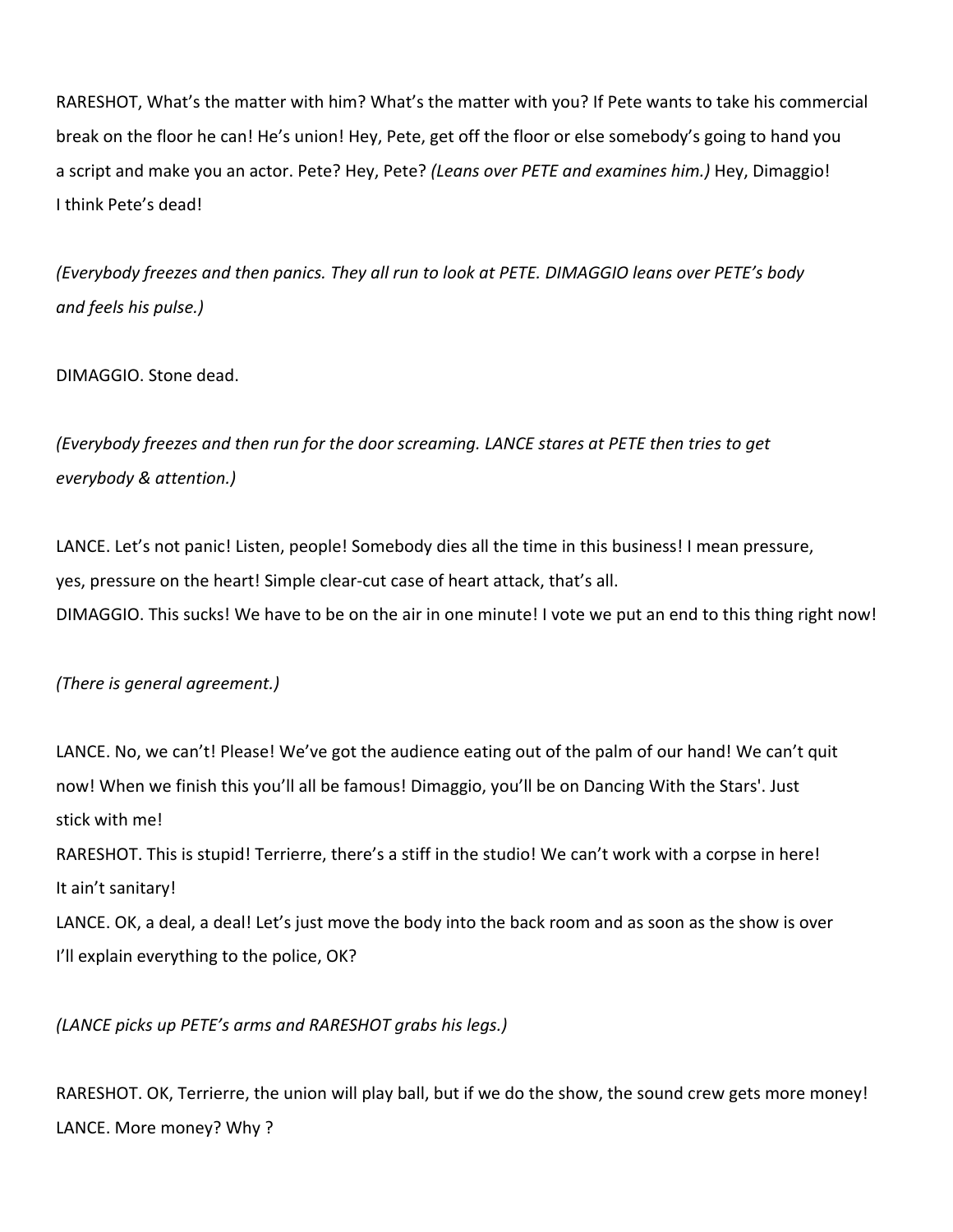RARESHOT, What's the matter with him? What's the matter with you? If Pete wants to take his commercial break on the floor he can! He's union! Hey, Pete, get off the floor or else somebody's going to hand you a script and make you an actor. Pete? Hey, Pete? *(Leans over PETE and examines him.)* Hey, Dimaggio! I think Pete's dead!

*(Everybody freezes and then panics. They all run to look at PETE. DIMAGGIO leans over PETE's body and feels his pulse.)*

DIMAGGIO. Stone dead.

*(Everybody freezes and then run for the door screaming. LANCE stares at PETE then tries to get everybody & attention.)*

LANCE. Let's not panic! Listen, people! Somebody dies all the time in this business! I mean pressure, yes, pressure on the heart! Simple clear-cut case of heart attack, that's all.
DIMAGGIO. This sucks! We have to be on the air in one minute! I vote we put an end to this thing right now!

*(There is general agreement.)*

LANCE. No, we can't! Please! We've got the audience eating out of the palm of our hand! We can't quit now! When we finish this you'll all be famous! Dimaggio, you'll be on Dancing With the Stars'. Just stick with me!
RARESHOT. This is stupid! Terrierre, there's a stiff in the studio! We can't work with a corpse in here! It ain't sanitary!
LANCE. OK, a deal, a deal! Let's just move the body into the back room and as soon as the show is over I'll explain everything to the police, OK?

*(LANCE picks up PETE's arms and RARESHOT grabs his legs.)*

RARESHOT. OK, Terrierre, the union will play ball, but if we do the show, the sound crew gets more money!
LANCE. More money? Why ?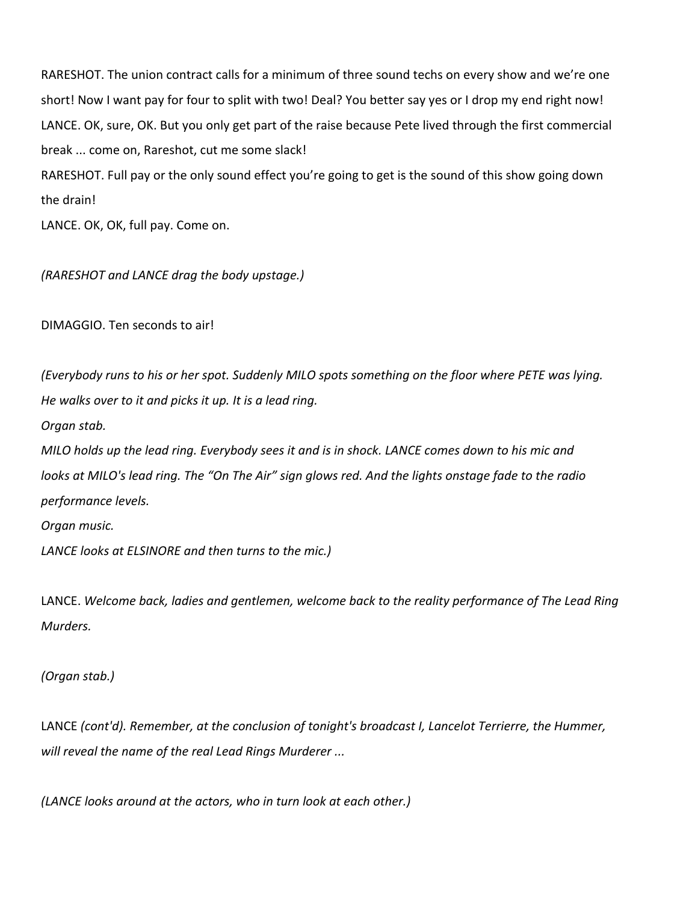RARESHOT. The union contract calls for a minimum of three sound techs on every show and we're one short! Now I want pay for four to split with two! Deal? You better say yes or I drop my end right now!

LANCE. OK, sure, OK. But you only get part of the raise because Pete lived through the first commercial break ... come on, Rareshot, cut me some slack!

RARESHOT. Full pay or the only sound effect you're going to get is the sound of this show going down the drain!

LANCE. OK, OK, full pay. Come on.

*(RARESHOT and LANCE drag the body upstage.)*

DIMAGGIO. Ten seconds to air!

*(Everybody runs to his or her spot. Suddenly MILO spots something on the floor where PETE was lying. He walks over to it and picks it up. It is a lead ring.*

*Organ stab.*

*MILO holds up the lead ring. Everybody sees it and is in shock. LANCE comes down to his mic and looks at MILO's lead ring. The "On The Air" sign glows red. And the lights onstage fade to the radio performance levels.*

*Organ music.*

*LANCE looks at ELSINORE and then turns to the mic.)*

LANCE. *Welcome back, ladies and gentlemen, welcome back to the reality performance of The Lead Ring Murders.*

*(Organ stab.)*

LANCE *(cont'd). Remember, at the conclusion of tonight's broadcast I, Lancelot Terrierre, the Hummer, will reveal the name of the real Lead Rings Murderer ...*

*(LANCE looks around at the actors, who in turn look at each other.)*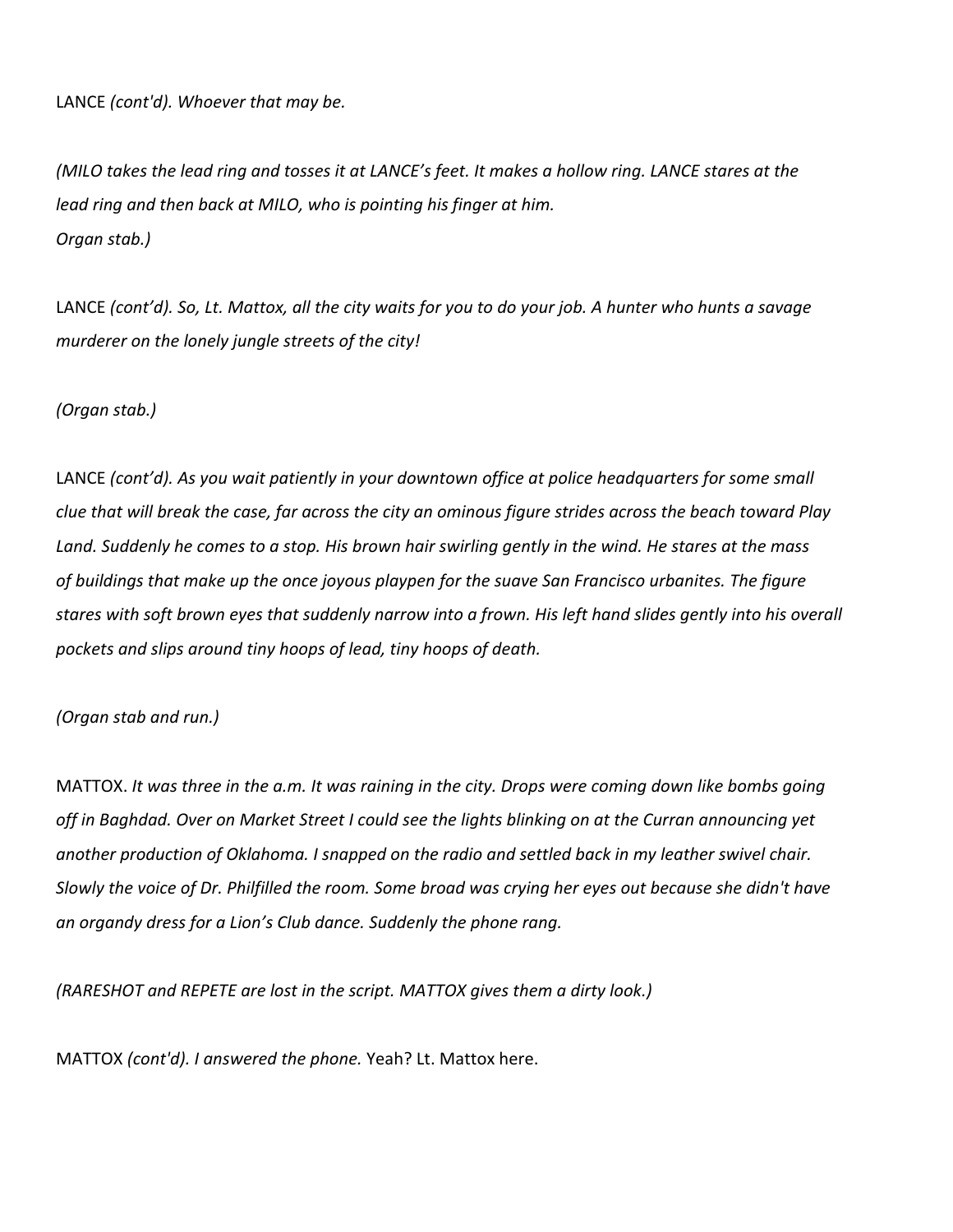LANCE *(cont'd). Whoever that may be.*

*(MILO takes the lead ring and tosses it at LANCE's feet. It makes a hollow ring. LANCE stares at the lead ring and then back at MILO, who is pointing his finger at him.*
*Organ stab.)*

LANCE *(cont'd). So, Lt. Mattox, all the city waits for you to do your job. A hunter who hunts a savage murderer on the lonely jungle streets of the city!*

*(Organ stab.)*

LANCE *(cont'd). As you wait patiently in your downtown office at police headquarters for some small clue that will break the case, far across the city an ominous figure strides across the beach toward Play Land. Suddenly he comes to a stop. His brown hair swirling gently in the wind. He stares at the mass of buildings that make up the once joyous playpen for the suave San Francisco urbanites. The figure stares with soft brown eyes that suddenly narrow into a frown. His left hand slides gently into his overall pockets and slips around tiny hoops of lead, tiny hoops of death.*

*(Organ stab and run.)*

MATTOX. *It was three in the a.m. It was raining in the city. Drops were coming down like bombs going off in Baghdad. Over on Market Street I could see the lights blinking on at the Curran announcing yet another production of Oklahoma. I snapped on the radio and settled back in my leather swivel chair. Slowly the voice of Dr. Philfilled the room. Some broad was crying her eyes out because she didn't have an organdy dress for a Lion's Club dance. Suddenly the phone rang.*

*(RARESHOT and REPETE are lost in the script. MATTOX gives them a dirty look.)*

MATTOX *(cont'd). I answered the phone.* Yeah? Lt. Mattox here.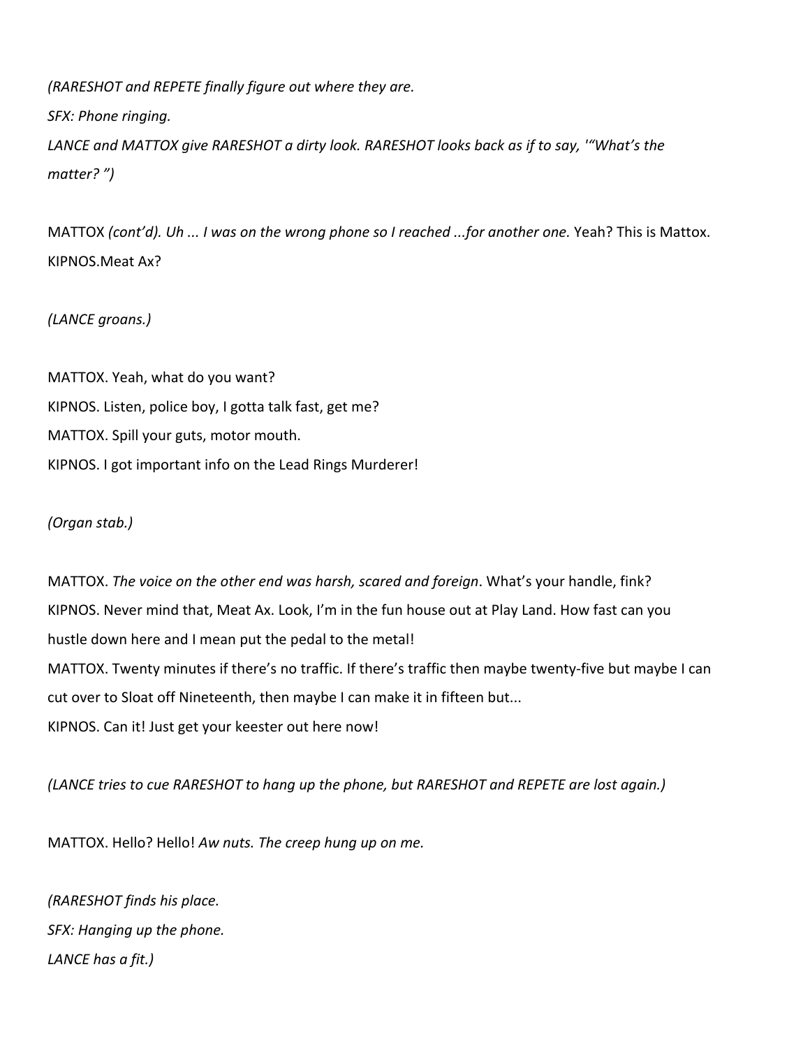*(RARESHOT and REPETE finally figure out where they are.*

*SFX: Phone ringing.*

*LANCE and MATTOX give RARESHOT a dirty look. RARESHOT looks back as if to say, '"What's the matter? ")*

MATTOX *(cont'd). Uh ... I was on the wrong phone so I reached ...for another one.* Yeah? This is Mattox.
KIPNOS.Meat Ax?

*(LANCE groans.)*

MATTOX. Yeah, what do you want?
KIPNOS. Listen, police boy, I gotta talk fast, get me?
MATTOX. Spill your guts, motor mouth.
KIPNOS. I got important info on the Lead Rings Murderer!

*(Organ stab.)*

MATTOX. *The voice on the other end was harsh, scared and foreign*. What's your handle, fink?
KIPNOS. Never mind that, Meat Ax. Look, I'm in the fun house out at Play Land. How fast can you hustle down here and I mean put the pedal to the metal!
MATTOX. Twenty minutes if there's no traffic. If there's traffic then maybe twenty-five but maybe I can cut over to Sloat off Nineteenth, then maybe I can make it in fifteen but...
KIPNOS. Can it! Just get your keester out here now!

*(LANCE tries to cue RARESHOT to hang up the phone, but RARESHOT and REPETE are lost again.)*

MATTOX. Hello? Hello! *Aw nuts. The creep hung up on me.*

*(RARESHOT finds his place.*

*SFX: Hanging up the phone.*

*LANCE has a fit.)*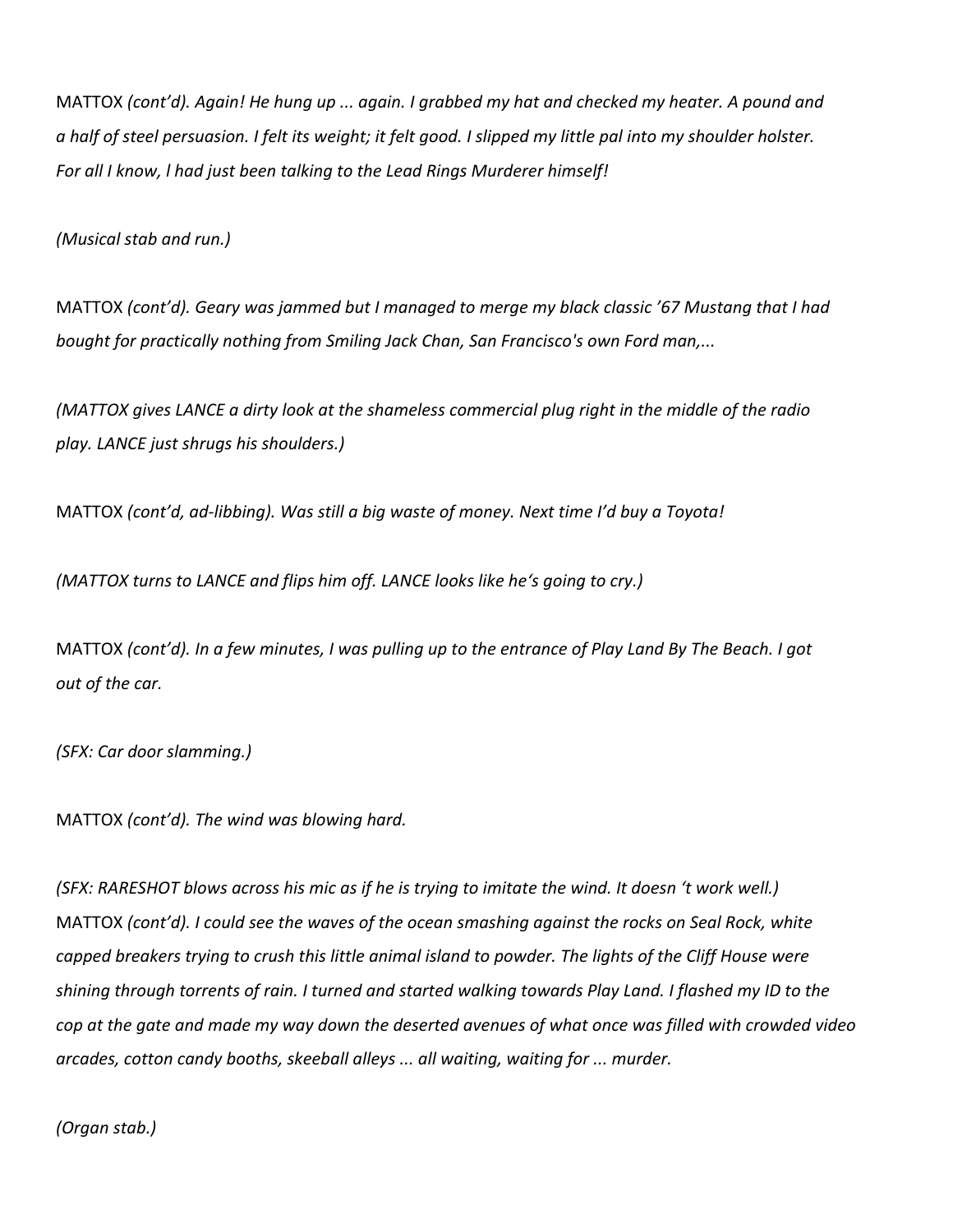MATTOX *(cont'd). Again! He hung up ... again. I grabbed my hat and checked my heater. A pound and a half of steel persuasion. I felt its weight; it felt good. I slipped my little pal into my shoulder holster. For all I know, l had just been talking to the Lead Rings Murderer himself!*

*(Musical stab and run.)*

MATTOX *(cont'd). Geary was jammed but I managed to merge my black classic '67 Mustang that I had bought for practically nothing from Smiling Jack Chan, San Francisco's own Ford man,...*

*(MATTOX gives LANCE a dirty look at the shameless commercial plug right in the middle of the radio play. LANCE just shrugs his shoulders.)*

MATTOX *(cont'd, ad-libbing). Was still a big waste of money. Next time I'd buy a Toyota!*

*(MATTOX turns to LANCE and flips him off. LANCE looks like he's going to cry.)*

MATTOX *(cont'd). In a few minutes, I was pulling up to the entrance of Play Land By The Beach. I got out of the car.*

*(SFX: Car door slamming.)*

MATTOX *(cont'd). The wind was blowing hard.*

*(SFX: RARESHOT blows across his mic as if he is trying to imitate the wind. It doesn 't work well.)*

MATTOX *(cont'd). I could see the waves of the ocean smashing against the rocks on Seal Rock, white capped breakers trying to crush this little animal island to powder. The lights of the Cliff House were shining through torrents of rain. I turned and started walking towards Play Land. I flashed my ID to the cop at the gate and made my way down the deserted avenues of what once was filled with crowded video arcades, cotton candy booths, skeeball alleys ... all waiting, waiting for ... murder.*

*(Organ stab.)*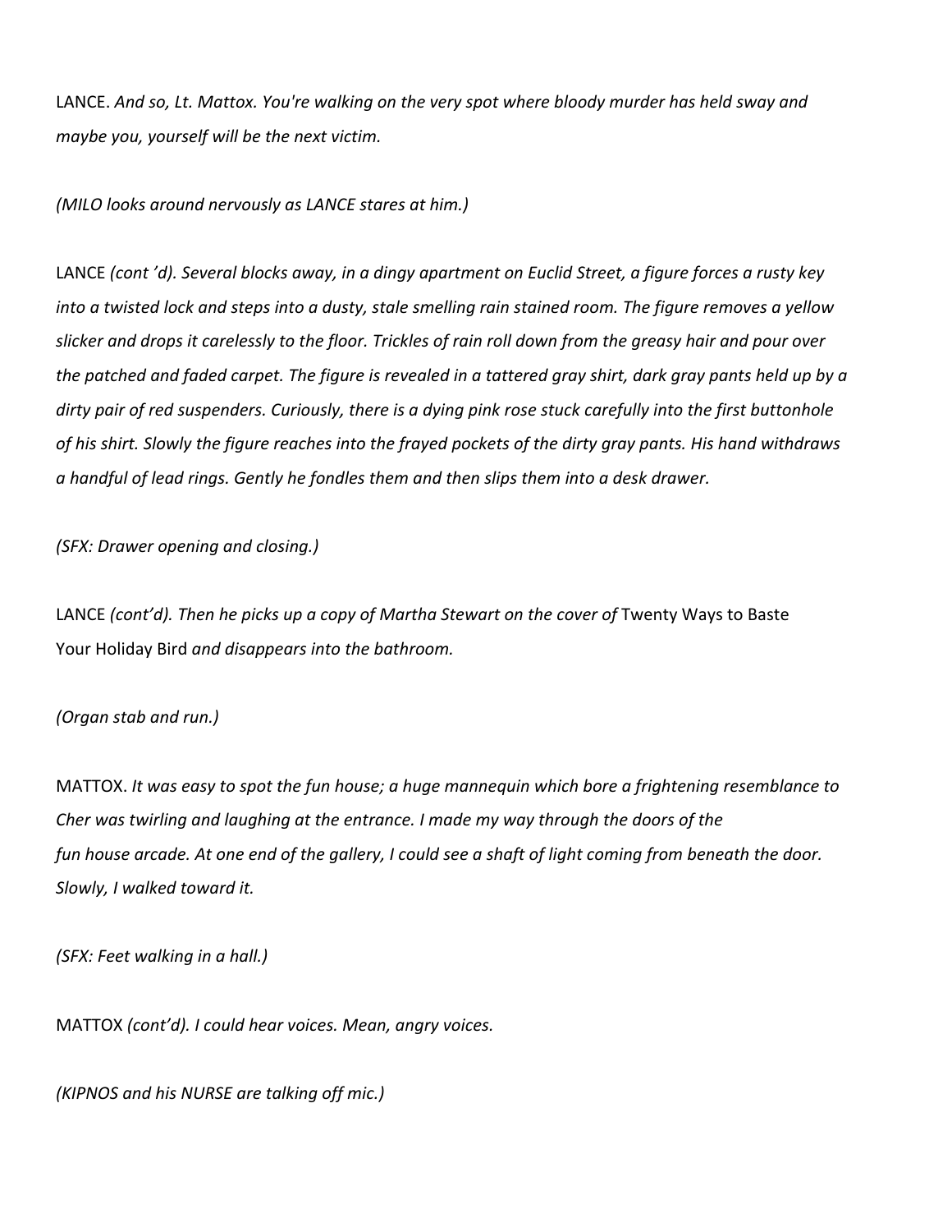LANCE. *And so, Lt. Mattox. You're walking on the very spot where bloody murder has held sway and maybe you, yourself will be the next victim.*

*(MILO looks around nervously as LANCE stares at him.)*

LANCE *(cont 'd). Several blocks away, in a dingy apartment on Euclid Street, a figure forces a rusty key into a twisted lock and steps into a dusty, stale smelling rain stained room. The figure removes a yellow slicker and drops it carelessly to the floor. Trickles of rain roll down from the greasy hair and pour over the patched and faded carpet. The figure is revealed in a tattered gray shirt, dark gray pants held up by a dirty pair of red suspenders. Curiously, there is a dying pink rose stuck carefully into the first buttonhole of his shirt. Slowly the figure reaches into the frayed pockets of the dirty gray pants. His hand withdraws a handful of lead rings. Gently he fondles them and then slips them into a desk drawer.*

*(SFX: Drawer opening and closing.)*

LANCE *(cont'd). Then he picks up a copy of Martha Stewart on the cover of* Twenty Ways to Baste Your Holiday Bird *and disappears into the bathroom.*

*(Organ stab and run.)*

MATTOX. *It was easy to spot the fun house; a huge mannequin which bore a frightening resemblance to Cher was twirling and laughing at the entrance. I made my way through the doors of the fun house arcade. At one end of the gallery, I could see a shaft of light coming from beneath the door. Slowly, I walked toward it.*

*(SFX: Feet walking in a hall.)*

MATTOX *(cont'd). I could hear voices. Mean, angry voices.*

*(KIPNOS and his NURSE are talking off mic.)*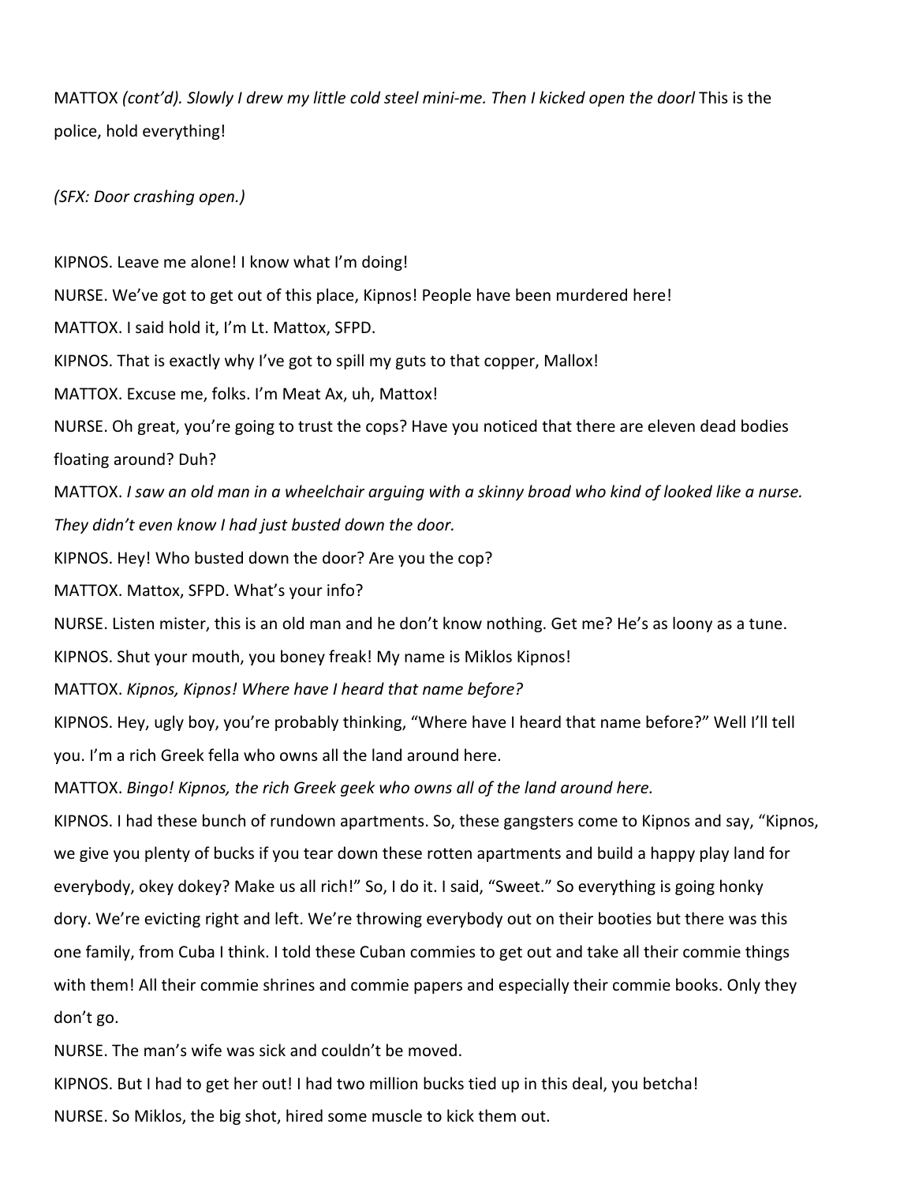MATTOX *(cont'd). Slowly I drew my little cold steel mini-me. Then I kicked open the doorl* This is the police, hold everything!

*(SFX: Door crashing open.)*

KIPNOS. Leave me alone! I know what I'm doing!

NURSE. We've got to get out of this place, Kipnos! People have been murdered here!

MATTOX. I said hold it, I'm Lt. Mattox, SFPD.

KIPNOS. That is exactly why I've got to spill my guts to that copper, Mallox!

MATTOX. Excuse me, folks. I'm Meat Ax, uh, Mattox!

NURSE. Oh great, you're going to trust the cops? Have you noticed that there are eleven dead bodies floating around? Duh?

MATTOX. *I saw an old man in a wheelchair arguing with a skinny broad who kind of looked like a nurse. They didn't even know I had just busted down the door.*

KIPNOS. Hey! Who busted down the door? Are you the cop?

MATTOX. Mattox, SFPD. What's your info?

NURSE. Listen mister, this is an old man and he don't know nothing. Get me? He's as loony as a tune.

KIPNOS. Shut your mouth, you boney freak! My name is Miklos Kipnos!

MATTOX. *Kipnos, Kipnos! Where have I heard that name before?*

KIPNOS. Hey, ugly boy, you're probably thinking, "Where have I heard that name before?" Well I'll tell you. I'm a rich Greek fella who owns all the land around here.

MATTOX. *Bingo! Kipnos, the rich Greek geek who owns all of the land around here.*

KIPNOS. I had these bunch of rundown apartments. So, these gangsters come to Kipnos and say, "Kipnos, we give you plenty of bucks if you tear down these rotten apartments and build a happy play land for everybody, okey dokey? Make us all rich!" So, I do it. I said, "Sweet." So everything is going honky dory. We're evicting right and left. We're throwing everybody out on their booties but there was this one family, from Cuba I think. I told these Cuban commies to get out and take all their commie things with them! All their commie shrines and commie papers and especially their commie books. Only they don't go.

NURSE. The man's wife was sick and couldn't be moved.

KIPNOS. But I had to get her out! I had two million bucks tied up in this deal, you betcha!

NURSE. So Miklos, the big shot, hired some muscle to kick them out.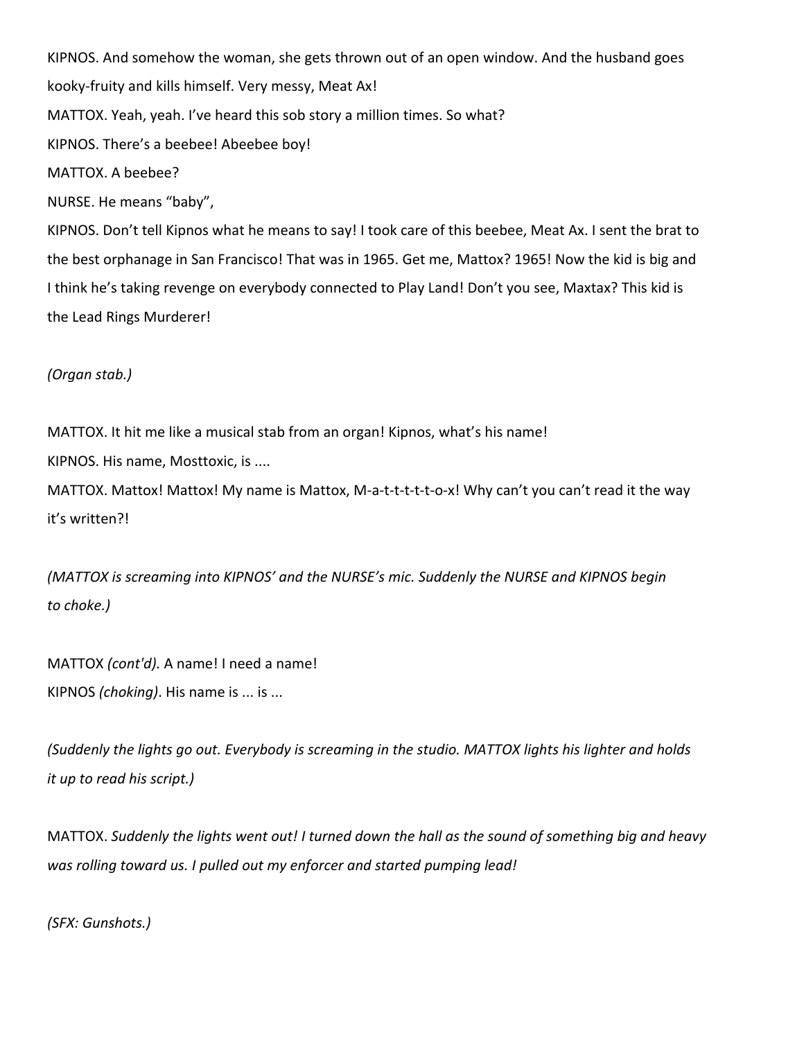KIPNOS. And somehow the woman, she gets thrown out of an open window. And the husband goes kooky-fruity and kills himself. Very messy, Meat Ax!

MATTOX. Yeah, yeah. I've heard this sob story a million times. So what?

KIPNOS. There's a beebee! Abeebee boy!

MATTOX. A beebee?

NURSE. He means "baby",

KIPNOS. Don't tell Kipnos what he means to say! I took care of this beebee, Meat Ax. I sent the brat to the best orphanage in San Francisco! That was in 1965. Get me, Mattox? 1965! Now the kid is big and I think he's taking revenge on everybody connected to Play Land! Don't you see, Maxtax? This kid is the Lead Rings Murderer!

*(Organ stab.)*

MATTOX. It hit me like a musical stab from an organ! Kipnos, what's his name!

KIPNOS. His name, Mosttoxic, is ....

MATTOX. Mattox! Mattox! My name is Mattox, M-a-t-t-t-t-o-x! Why can't you can't read it the way it's written?!

*(MATTOX is screaming into KIPNOS' and the NURSE's mic. Suddenly the NURSE and KIPNOS begin to choke.)*

MATTOX *(cont'd).* A name! I need a name!

KIPNOS *(choking)*. His name is ... is ...

*(Suddenly the lights go out. Everybody is screaming in the studio. MATTOX lights his lighter and holds it up to read his script.)*

MATTOX. *Suddenly the lights went out! I turned down the hall as the sound of something big and heavy was rolling toward us. I pulled out my enforcer and started pumping lead!*

*(SFX: Gunshots.)*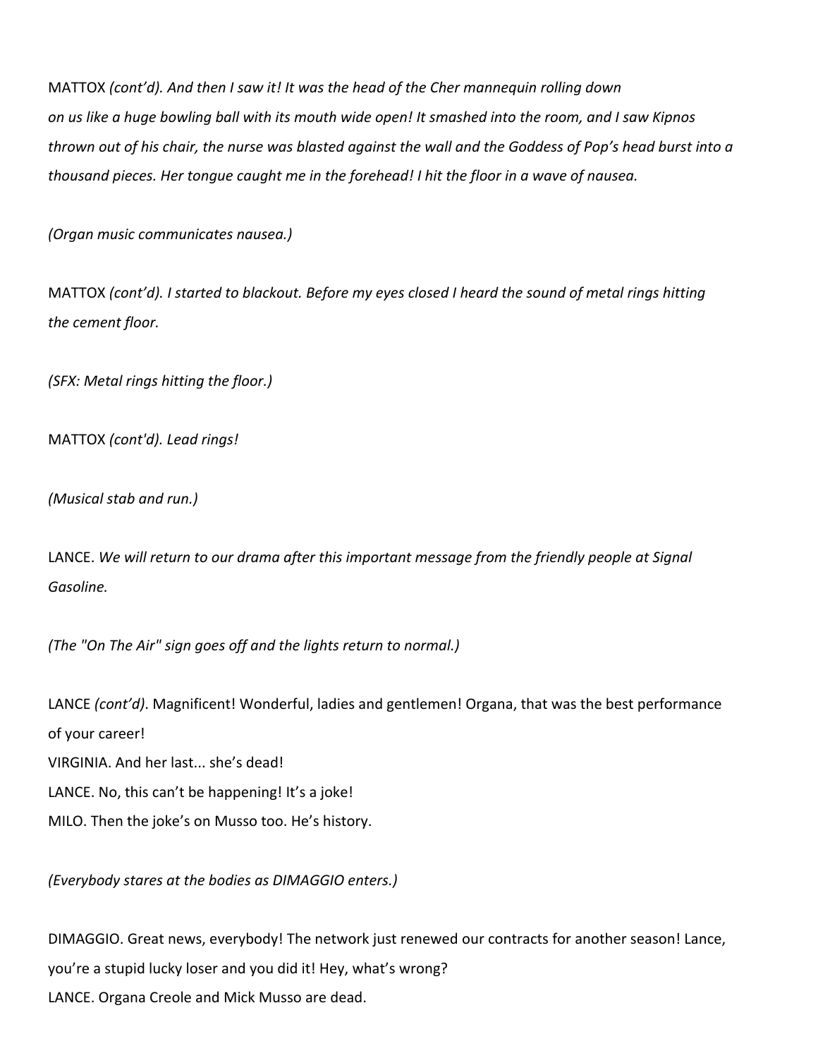MATTOX *(cont'd). And then I saw it! It was the head of the Cher mannequin rolling down on us like a huge bowling ball with its mouth wide open! It smashed into the room, and I saw Kipnos thrown out of his chair, the nurse was blasted against the wall and the Goddess of Pop's head burst into a thousand pieces. Her tongue caught me in the forehead! I hit the floor in a wave of nausea.*

*(Organ music communicates nausea.)*

MATTOX *(cont'd). I started to blackout. Before my eyes closed I heard the sound of metal rings hitting the cement floor.*

*(SFX: Metal rings hitting the floor.)*

MATTOX *(cont'd). Lead rings!*

*(Musical stab and run.)*

LANCE. *We will return to our drama after this important message from the friendly people at Signal Gasoline.*

*(The "On The Air" sign goes off and the lights return to normal.)*

LANCE *(cont'd)*. Magnificent! Wonderful, ladies and gentlemen! Organa, that was the best performance of your career!
VIRGINIA. And her last... she's dead!
LANCE. No, this can't be happening! It's a joke!
MILO. Then the joke's on Musso too. He's history.

*(Everybody stares at the bodies as DIMAGGIO enters.)*

DIMAGGIO. Great news, everybody! The network just renewed our contracts for another season! Lance, you're a stupid lucky loser and you did it! Hey, what's wrong?
LANCE. Organa Creole and Mick Musso are dead.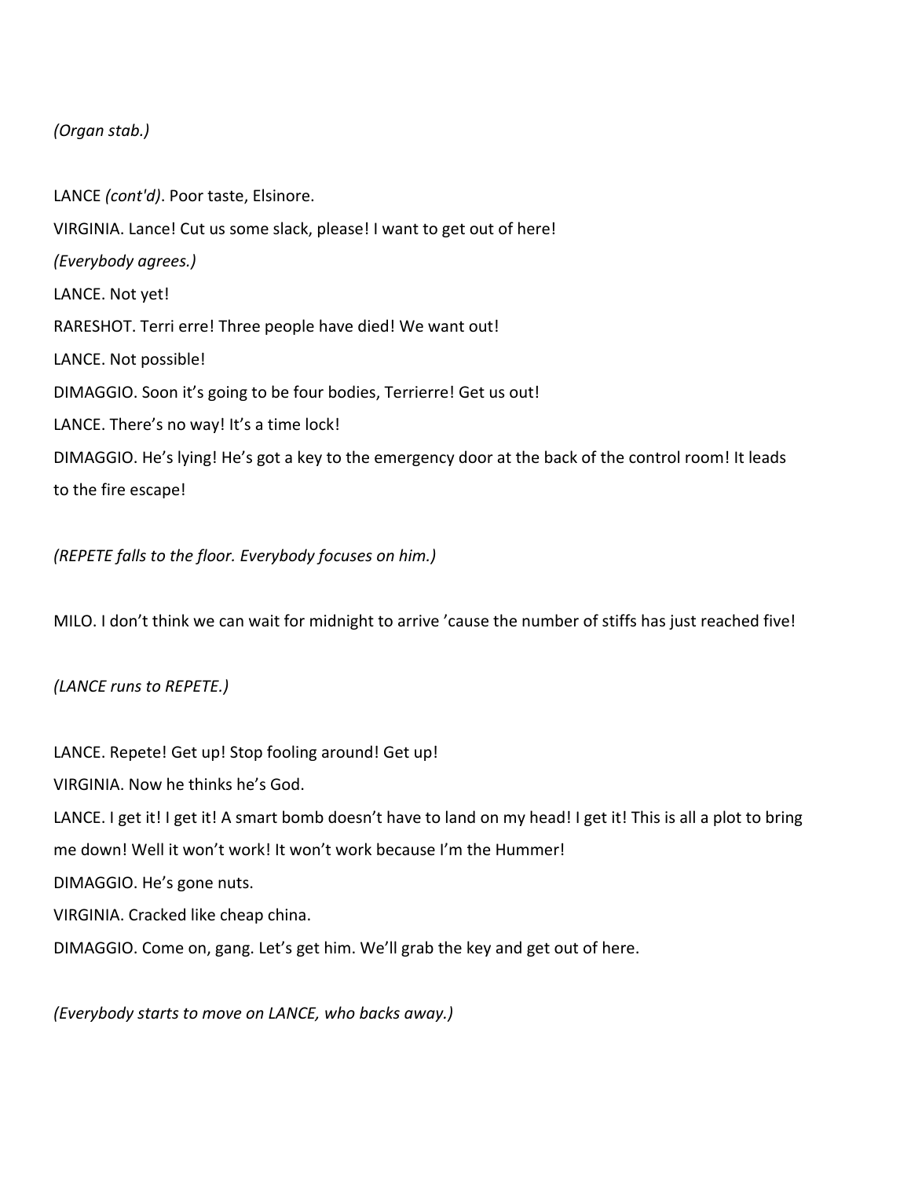*(Organ stab.)*

LANCE *(cont'd)*. Poor taste, Elsinore.

VIRGINIA. Lance! Cut us some slack, please! I want to get out of here!

*(Everybody agrees.)*

LANCE. Not yet!

RARESHOT. Terri erre! Three people have died! We want out!

LANCE. Not possible!

DIMAGGIO. Soon it's going to be four bodies, Terrierre! Get us out!

LANCE. There's no way! It's a time lock!

DIMAGGIO. He's lying! He's got a key to the emergency door at the back of the control room! It leads to the fire escape!

*(REPETE falls to the floor. Everybody focuses on him.)*

MILO. I don't think we can wait for midnight to arrive 'cause the number of stiffs has just reached five!

*(LANCE runs to REPETE.)*

LANCE. Repete! Get up! Stop fooling around! Get up!

VIRGINIA. Now he thinks he's God.

LANCE. I get it! I get it! A smart bomb doesn't have to land on my head! I get it! This is all a plot to bring me down! Well it won't work! It won't work because I'm the Hummer!

DIMAGGIO. He's gone nuts.

VIRGINIA. Cracked like cheap china.

DIMAGGIO. Come on, gang. Let's get him. We'll grab the key and get out of here.

*(Everybody starts to move on LANCE, who backs away.)*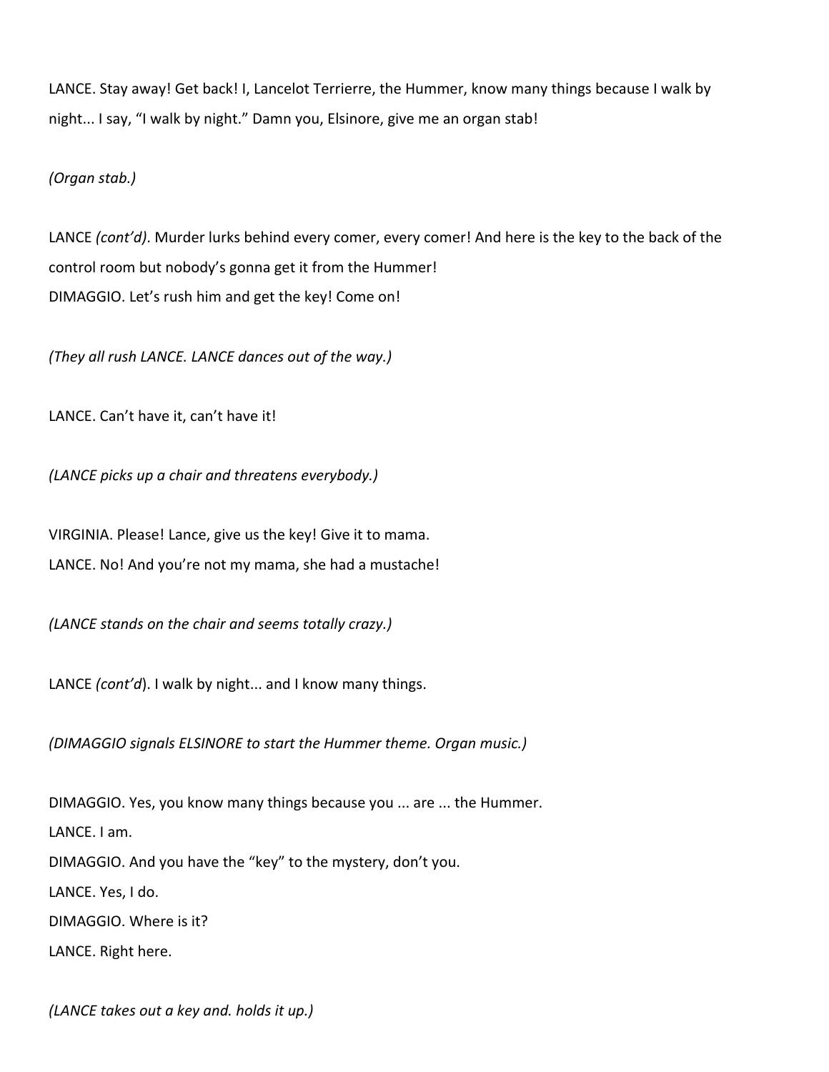LANCE. Stay away! Get back! I, Lancelot Terrierre, the Hummer, know many things because I walk by night... I say, "I walk by night." Damn you, Elsinore, give me an organ stab!

*(Organ stab.)*

LANCE *(cont'd)*. Murder lurks behind every comer, every comer! And here is the key to the back of the control room but nobody's gonna get it from the Hummer!
DIMAGGIO. Let's rush him and get the key! Come on!

*(They all rush LANCE. LANCE dances out of the way.)*

LANCE. Can't have it, can't have it!

*(LANCE picks up a chair and threatens everybody.)*

VIRGINIA. Please! Lance, give us the key! Give it to mama.
LANCE. No! And you're not my mama, she had a mustache!

*(LANCE stands on the chair and seems totally crazy.)*

LANCE *(cont'd)*. I walk by night... and I know many things.

*(DIMAGGIO signals ELSINORE to start the Hummer theme. Organ music.)*

DIMAGGIO. Yes, you know many things because you ... are ... the Hummer.
LANCE. I am.
DIMAGGIO. And you have the "key" to the mystery, don't you.
LANCE. Yes, I do.
DIMAGGIO. Where is it?
LANCE. Right here.

*(LANCE takes out a key and. holds it up.)*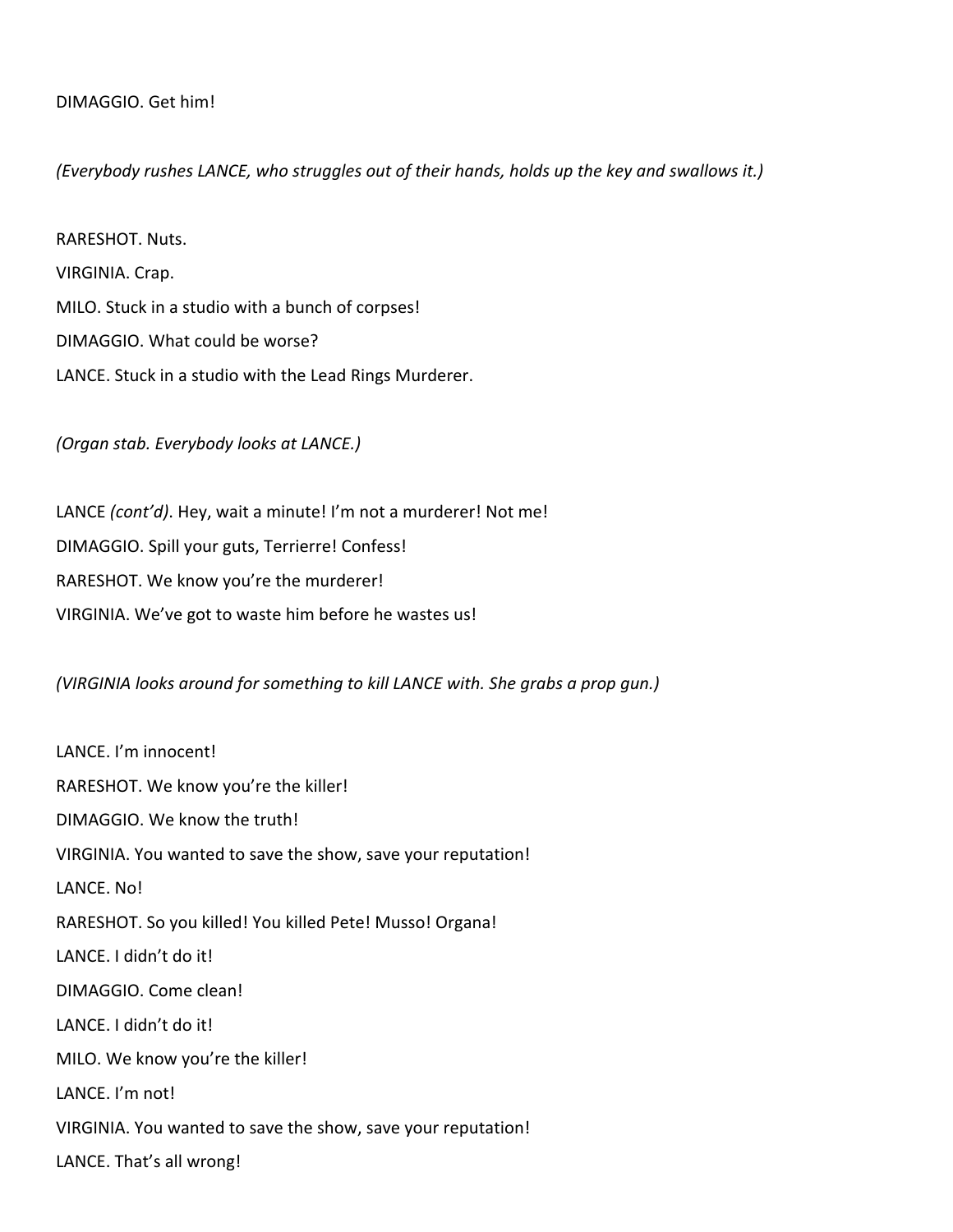DIMAGGIO. Get him!

*(Everybody rushes LANCE, who struggles out of their hands, holds up the key and swallows it.)*

RARESHOT. Nuts.

VIRGINIA. Crap.

MILO. Stuck in a studio with a bunch of corpses!

DIMAGGIO. What could be worse?

LANCE. Stuck in a studio with the Lead Rings Murderer.

*(Organ stab. Everybody looks at LANCE.)*

LANCE *(cont'd)*. Hey, wait a minute! I'm not a murderer! Not me!

DIMAGGIO. Spill your guts, Terrierre! Confess!

RARESHOT. We know you're the murderer!

VIRGINIA. We've got to waste him before he wastes us!

*(VIRGINIA looks around for something to kill LANCE with. She grabs a prop gun.)*

LANCE. I'm innocent!

RARESHOT. We know you're the killer!

DIMAGGIO. We know the truth!

VIRGINIA. You wanted to save the show, save your reputation!

LANCE. No!

RARESHOT. So you killed! You killed Pete! Musso! Organa!

LANCE. I didn't do it!

DIMAGGIO. Come clean!

LANCE. I didn't do it!

MILO. We know you're the killer!

LANCE. I'm not!

VIRGINIA. You wanted to save the show, save your reputation!

LANCE. That's all wrong!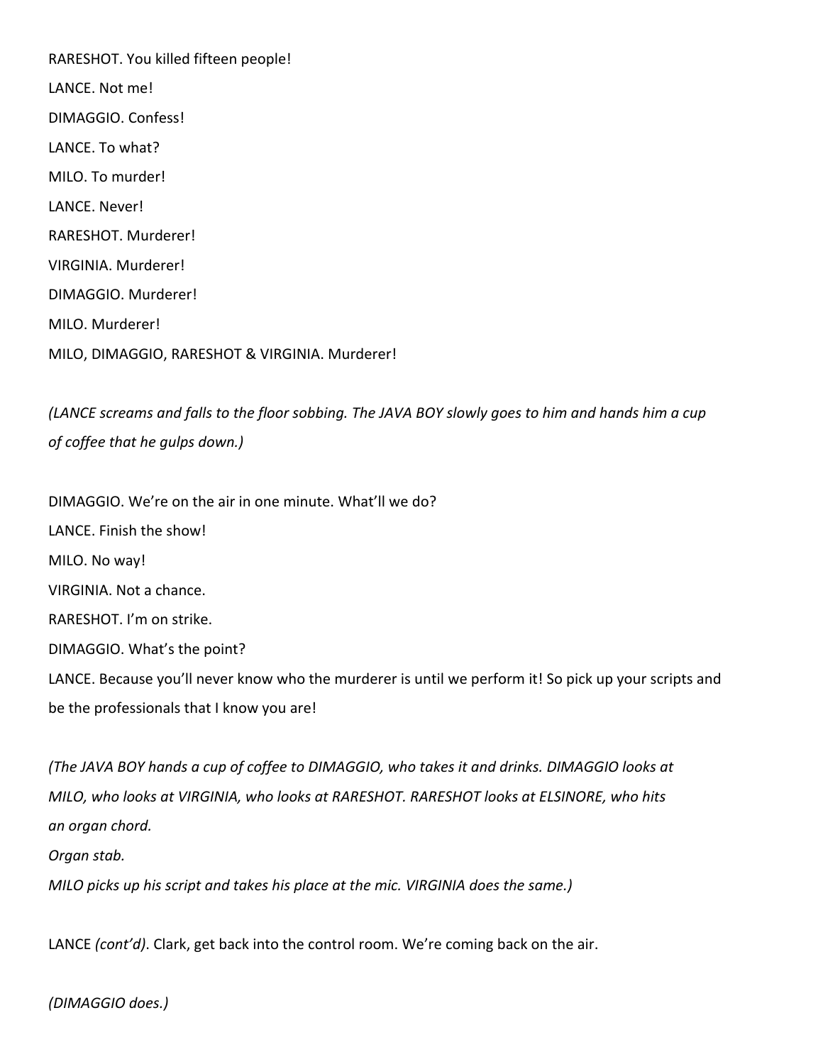RARESHOT. You killed fifteen people!

LANCE. Not me!

DIMAGGIO. Confess!

LANCE. To what?

MILO. To murder!

LANCE. Never!

RARESHOT. Murderer!

VIRGINIA. Murderer!

DIMAGGIO. Murderer!

MILO. Murderer!

MILO, DIMAGGIO, RARESHOT & VIRGINIA. Murderer!

*(LANCE screams and falls to the floor sobbing. The JAVA BOY slowly goes to him and hands him a cup of coffee that he gulps down.)*

DIMAGGIO. We're on the air in one minute. What'll we do?

LANCE. Finish the show!

MILO. No way!

VIRGINIA. Not a chance.

RARESHOT. I'm on strike.

DIMAGGIO. What's the point?

LANCE. Because you'll never know who the murderer is until we perform it! So pick up your scripts and be the professionals that I know you are!

*(The JAVA BOY hands a cup of coffee to DIMAGGIO, who takes it and drinks. DIMAGGIO looks at MILO, who looks at VIRGINIA, who looks at RARESHOT. RARESHOT looks at ELSINORE, who hits an organ chord.*
*Organ stab.*
*MILO picks up his script and takes his place at the mic. VIRGINIA does the same.)*

LANCE *(cont'd)*. Clark, get back into the control room. We're coming back on the air.

*(DIMAGGIO does.)*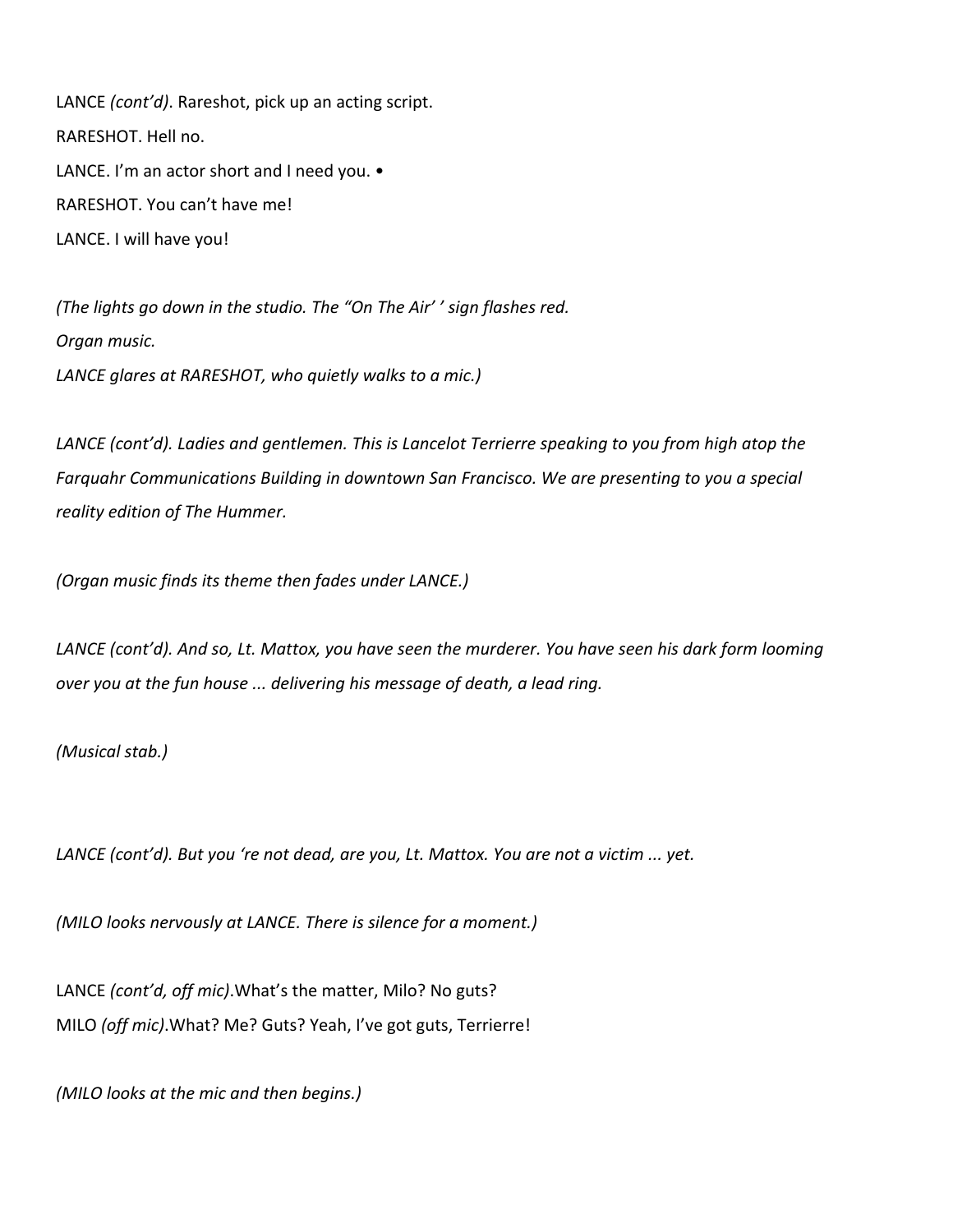LANCE *(cont'd)*. Rareshot, pick up an acting script.

RARESHOT. Hell no.

LANCE. I'm an actor short and I need you. •

RARESHOT. You can't have me!

LANCE. I will have you!

*(The lights go down in the studio. The "On The Air' ' sign flashes red.*
*Organ music.*
*LANCE glares at RARESHOT, who quietly walks to a mic.)*

*LANCE (cont'd). Ladies and gentlemen. This is Lancelot Terrierre speaking to you from high atop the Farquahr Communications Building in downtown San Francisco. We are presenting to you a special reality edition of The Hummer.*

*(Organ music finds its theme then fades under LANCE.)*

*LANCE (cont'd). And so, Lt. Mattox, you have seen the murderer. You have seen his dark form looming over you at the fun house ... delivering his message of death, a lead ring.*

*(Musical stab.)*

*LANCE (cont'd). But you 're not dead, are you, Lt. Mattox. You are not a victim ... yet.*

*(MILO looks nervously at LANCE. There is silence for a moment.)*

LANCE *(cont'd, off mic)*.What's the matter, Milo? No guts?

MILO *(off mic)*.What? Me? Guts? Yeah, I've got guts, Terrierre!

*(MILO looks at the mic and then begins.)*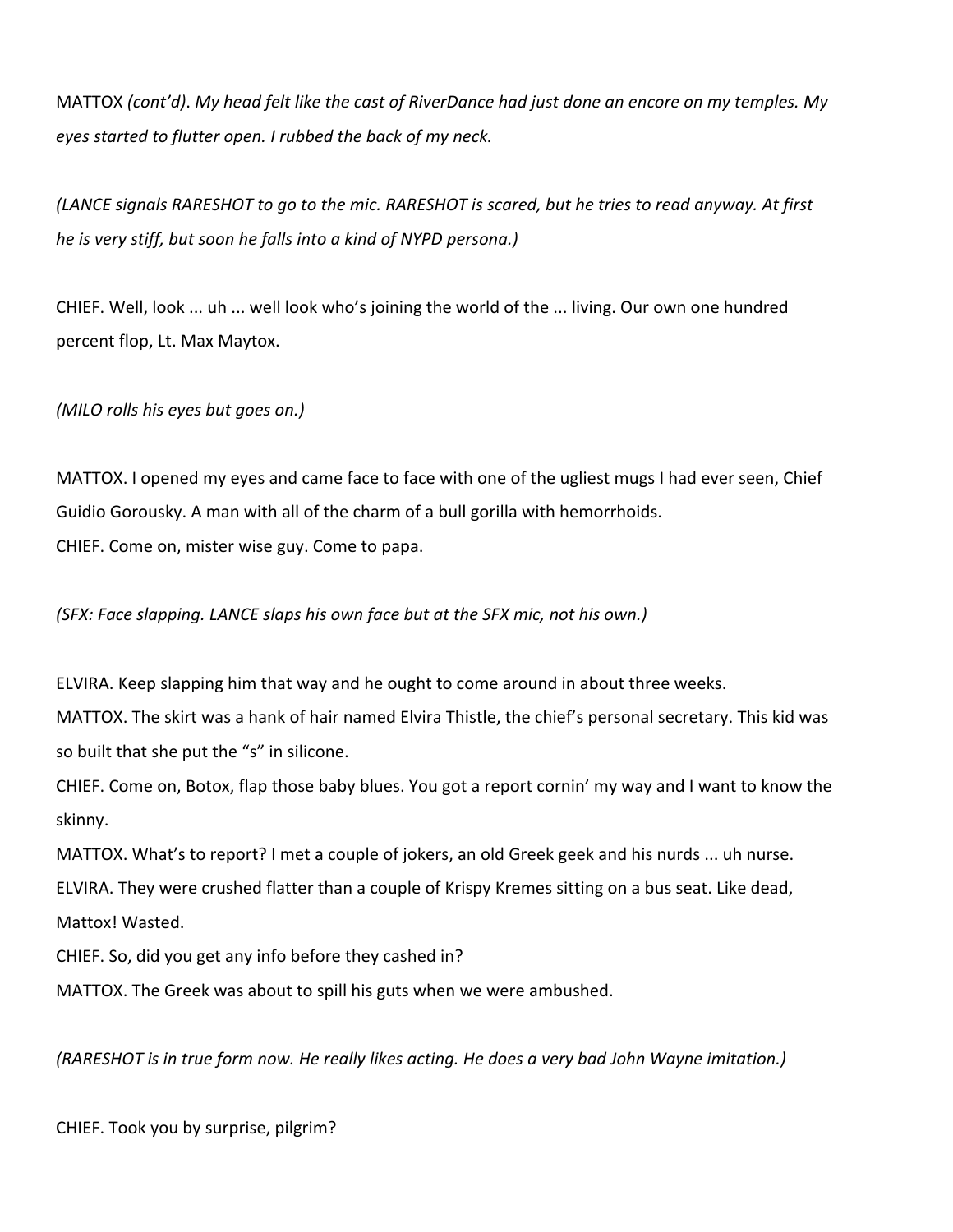MATTOX *(cont'd). My head felt like the cast of RiverDance had just done an encore on my temples. My eyes started to flutter open. I rubbed the back of my neck.*

*(LANCE signals RARESHOT to go to the mic. RARESHOT is scared, but he tries to read anyway. At first he is very stiff, but soon he falls into a kind of NYPD persona.)*

CHIEF. Well, look ... uh ... well look who's joining the world of the ... living. Our own one hundred percent flop, Lt. Max Maytox.

*(MILO rolls his eyes but goes on.)*

MATTOX. I opened my eyes and came face to face with one of the ugliest mugs I had ever seen, Chief Guidio Gorousky. A man with all of the charm of a bull gorilla with hemorrhoids.
CHIEF. Come on, mister wise guy. Come to papa.

*(SFX: Face slapping. LANCE slaps his own face but at the SFX mic, not his own.)*

ELVIRA. Keep slapping him that way and he ought to come around in about three weeks.
MATTOX. The skirt was a hank of hair named Elvira Thistle, the chief's personal secretary. This kid was so built that she put the "s" in silicone.
CHIEF. Come on, Botox, flap those baby blues. You got a report cornin' my way and I want to know the skinny.
MATTOX. What's to report? I met a couple of jokers, an old Greek geek and his nurds ... uh nurse.
ELVIRA. They were crushed flatter than a couple of Krispy Kremes sitting on a bus seat. Like dead, Mattox! Wasted.
CHIEF. So, did you get any info before they cashed in?
MATTOX. The Greek was about to spill his guts when we were ambushed.

*(RARESHOT is in true form now. He really likes acting. He does a very bad John Wayne imitation.)*

CHIEF. Took you by surprise, pilgrim?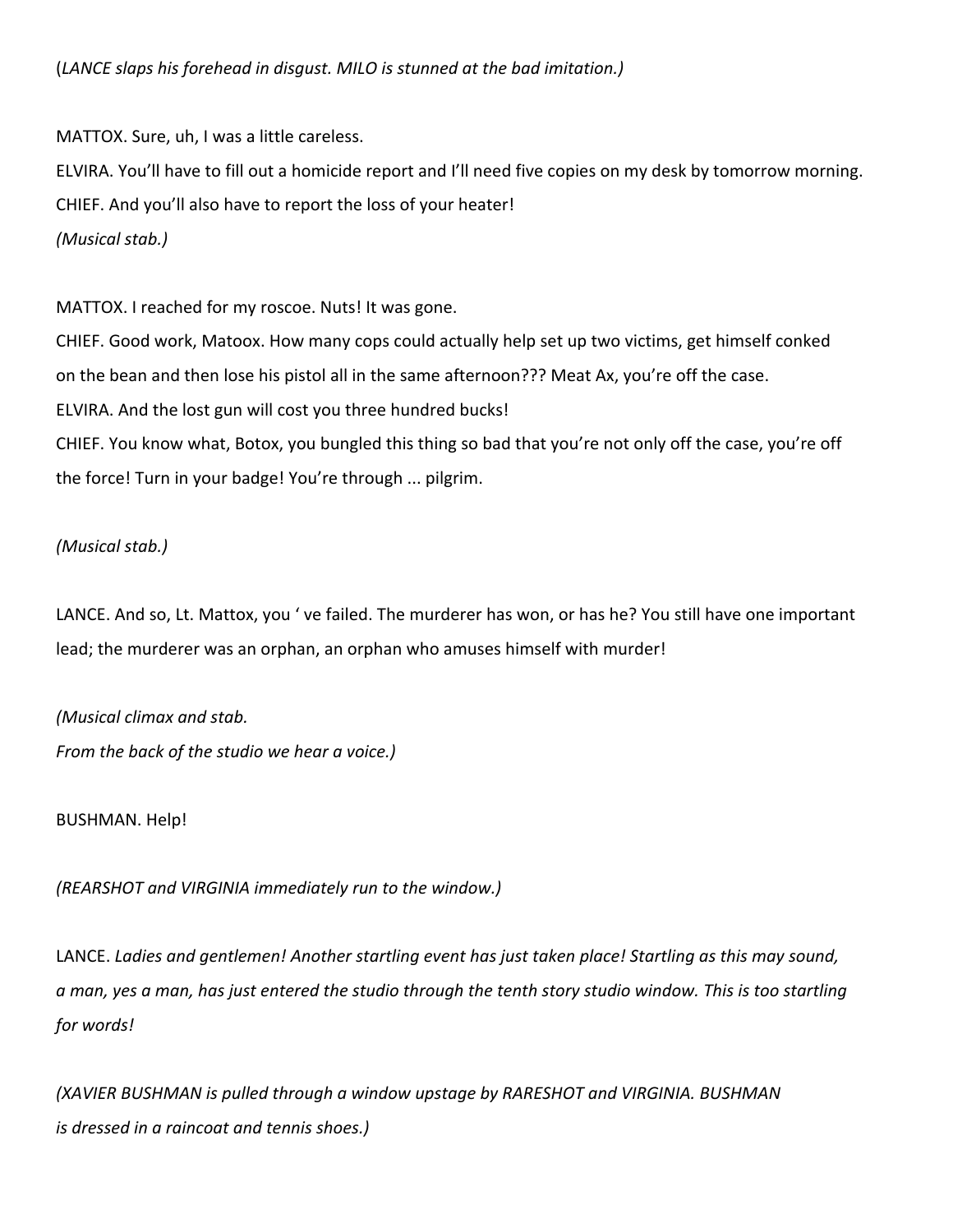(*LANCE slaps his forehead in disgust. MILO is stunned at the bad imitation.)*

MATTOX. Sure, uh, I was a little careless.

ELVIRA. You'll have to fill out a homicide report and I'll need five copies on my desk by tomorrow morning.

CHIEF. And you'll also have to report the loss of your heater!

*(Musical stab.)*

MATTOX. I reached for my roscoe. Nuts! It was gone.

CHIEF. Good work, Matoox. How many cops could actually help set up two victims, get himself conked on the bean and then lose his pistol all in the same afternoon??? Meat Ax, you're off the case.

ELVIRA. And the lost gun will cost you three hundred bucks!

CHIEF. You know what, Botox, you bungled this thing so bad that you're not only off the case, you're off the force! Turn in your badge! You're through ... pilgrim.

*(Musical stab.)*

LANCE. And so, Lt. Mattox, you ' ve failed. The murderer has won, or has he? You still have one important lead; the murderer was an orphan, an orphan who amuses himself with murder!

*(Musical climax and stab.*
*From the back of the studio we hear a voice.)*

BUSHMAN. Help!

*(REARSHOT and VIRGINIA immediately run to the window.)*

LANCE. *Ladies and gentlemen! Another startling event has just taken place! Startling as this may sound, a man, yes a man, has just entered the studio through the tenth story studio window. This is too startling for words!*

*(XAVIER BUSHMAN is pulled through a window upstage by RARESHOT and VIRGINIA. BUSHMAN is dressed in a raincoat and tennis shoes.)*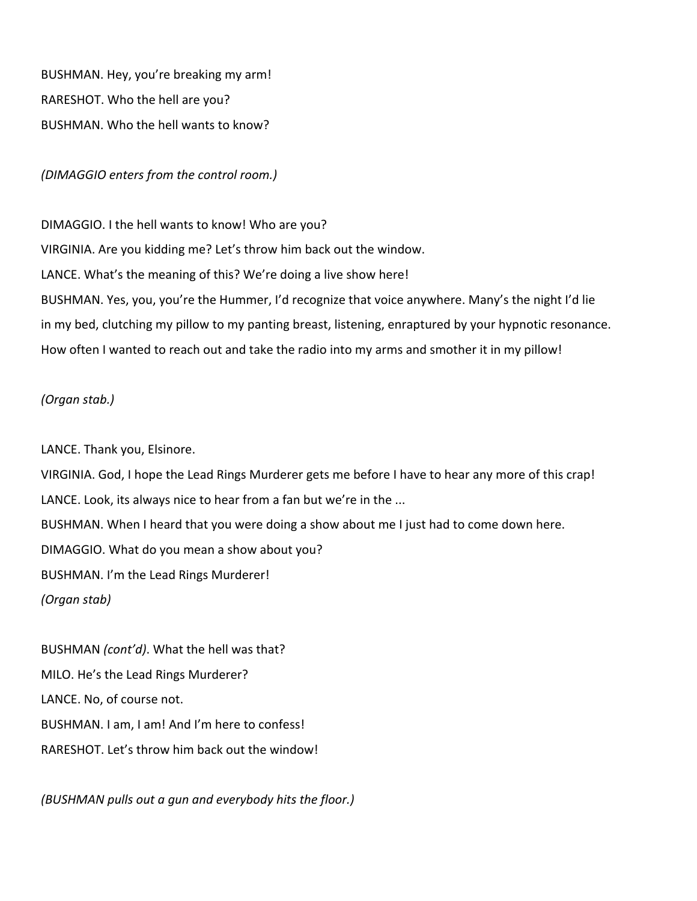BUSHMAN. Hey, you're breaking my arm!

RARESHOT. Who the hell are you?

BUSHMAN. Who the hell wants to know?

*(DIMAGGIO enters from the control room.)*

DIMAGGIO. I the hell wants to know! Who are you?

VIRGINIA. Are you kidding me? Let's throw him back out the window.

LANCE. What's the meaning of this? We're doing a live show here!

BUSHMAN. Yes, you, you're the Hummer, I'd recognize that voice anywhere. Many's the night I'd lie in my bed, clutching my pillow to my panting breast, listening, enraptured by your hypnotic resonance. How often I wanted to reach out and take the radio into my arms and smother it in my pillow!

*(Organ stab.)*

LANCE. Thank you, Elsinore.

VIRGINIA. God, I hope the Lead Rings Murderer gets me before I have to hear any more of this crap!

LANCE. Look, its always nice to hear from a fan but we're in the ...

BUSHMAN. When I heard that you were doing a show about me I just had to come down here.

DIMAGGIO. What do you mean a show about you?

BUSHMAN. I'm the Lead Rings Murderer!

*(Organ stab)*

BUSHMAN *(cont'd)*. What the hell was that?

MILO. He's the Lead Rings Murderer?

LANCE. No, of course not.

BUSHMAN. I am, I am! And I'm here to confess!

RARESHOT. Let's throw him back out the window!

*(BUSHMAN pulls out a gun and everybody hits the floor.)*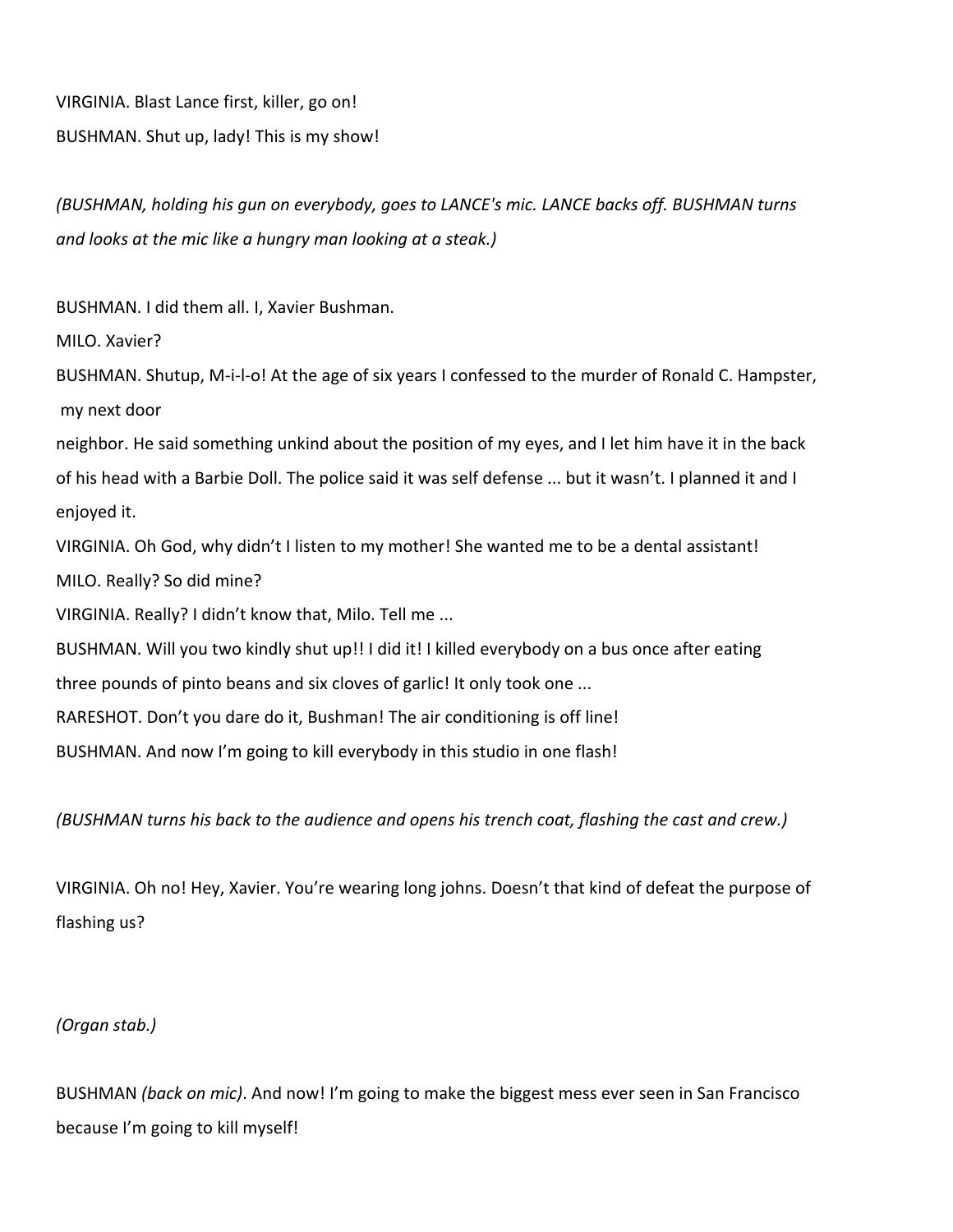VIRGINIA. Blast Lance first, killer, go on!

BUSHMAN. Shut up, lady! This is my show!

*(BUSHMAN, holding his gun on everybody, goes to LANCE's mic. LANCE backs off. BUSHMAN turns and looks at the mic like a hungry man looking at a steak.)*

BUSHMAN. I did them all. I, Xavier Bushman.

MILO. Xavier?

BUSHMAN. Shutup, M-i-l-o! At the age of six years I confessed to the murder of Ronald C. Hampster, my next door neighbor. He said something unkind about the position of my eyes, and I let him have it in the back of his head with a Barbie Doll. The police said it was self defense ... but it wasn't. I planned it and I enjoyed it.

VIRGINIA. Oh God, why didn't I listen to my mother! She wanted me to be a dental assistant!

MILO. Really? So did mine?

VIRGINIA. Really? I didn't know that, Milo. Tell me ...

BUSHMAN. Will you two kindly shut up!! I did it! I killed everybody on a bus once after eating three pounds of pinto beans and six cloves of garlic! It only took one ...

RARESHOT. Don't you dare do it, Bushman! The air conditioning is off line!

BUSHMAN. And now I'm going to kill everybody in this studio in one flash!

*(BUSHMAN turns his back to the audience and opens his trench coat, flashing the cast and crew.)*

VIRGINIA. Oh no! Hey, Xavier. You're wearing long johns. Doesn't that kind of defeat the purpose of flashing us?

*(Organ stab.)*

BUSHMAN *(back on mic)*. And now! I'm going to make the biggest mess ever seen in San Francisco because I'm going to kill myself!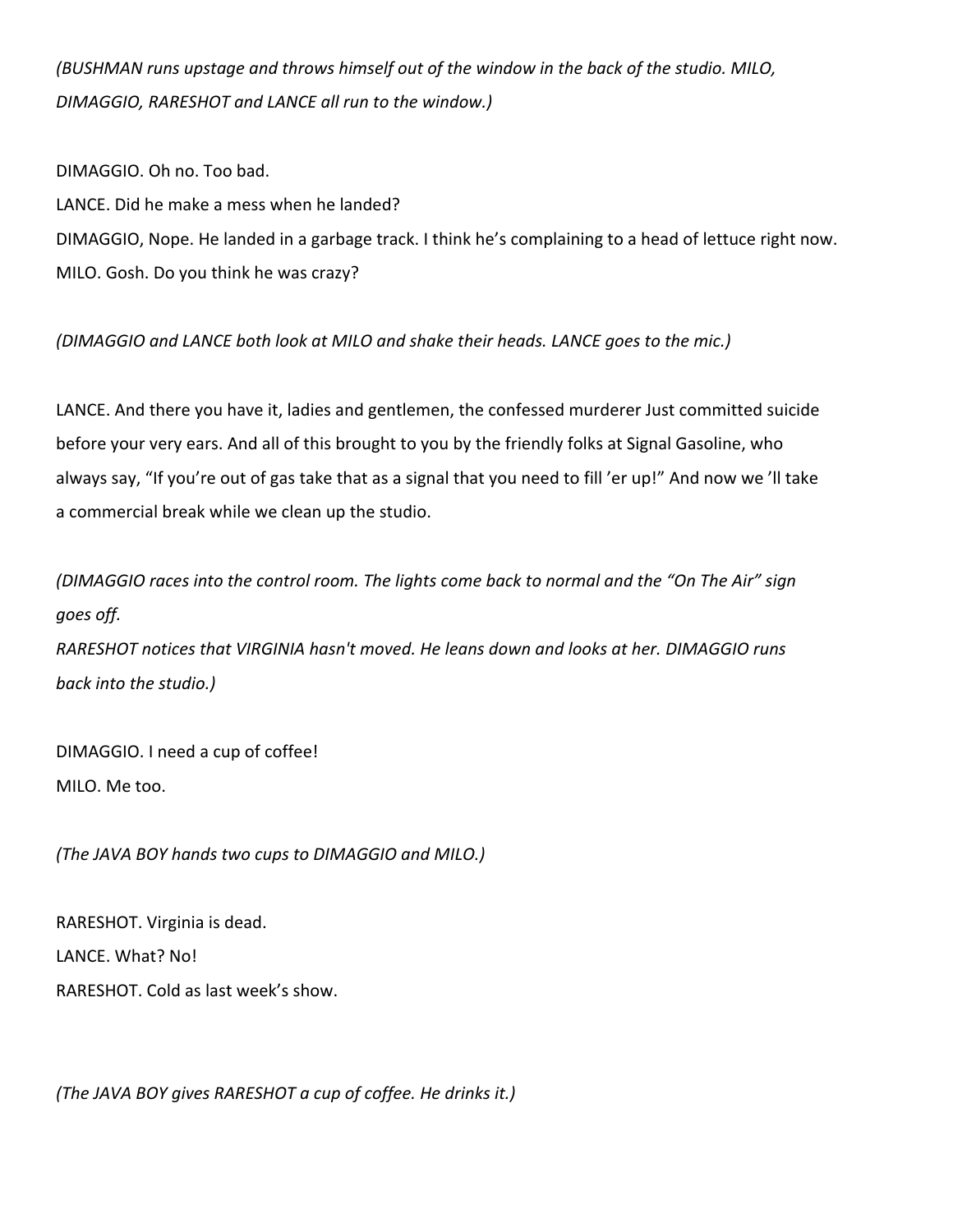*(BUSHMAN runs upstage and throws himself out of the window in the back of the studio. MILO, DIMAGGIO, RARESHOT and LANCE all run to the window.)*

DIMAGGIO. Oh no. Too bad.
LANCE. Did he make a mess when he landed?
DIMAGGIO, Nope. He landed in a garbage track. I think he's complaining to a head of lettuce right now.
MILO. Gosh. Do you think he was crazy?

*(DIMAGGIO and LANCE both look at MILO and shake their heads. LANCE goes to the mic.)*

LANCE. And there you have it, ladies and gentlemen, the confessed murderer Just committed suicide before your very ears. And all of this brought to you by the friendly folks at Signal Gasoline, who always say, "If you're out of gas take that as a signal that you need to fill 'er up!" And now we 'll take a commercial break while we clean up the studio.

*(DIMAGGIO races into the control room. The lights come back to normal and the "On The Air" sign goes off.*
*RARESHOT notices that VIRGINIA hasn't moved. He leans down and looks at her. DIMAGGIO runs back into the studio.)*

DIMAGGIO. I need a cup of coffee!
MILO. Me too.

*(The JAVA BOY hands two cups to DIMAGGIO and MILO.)*

RARESHOT. Virginia is dead.
LANCE. What? No!
RARESHOT. Cold as last week's show.

*(The JAVA BOY gives RARESHOT a cup of coffee. He drinks it.)*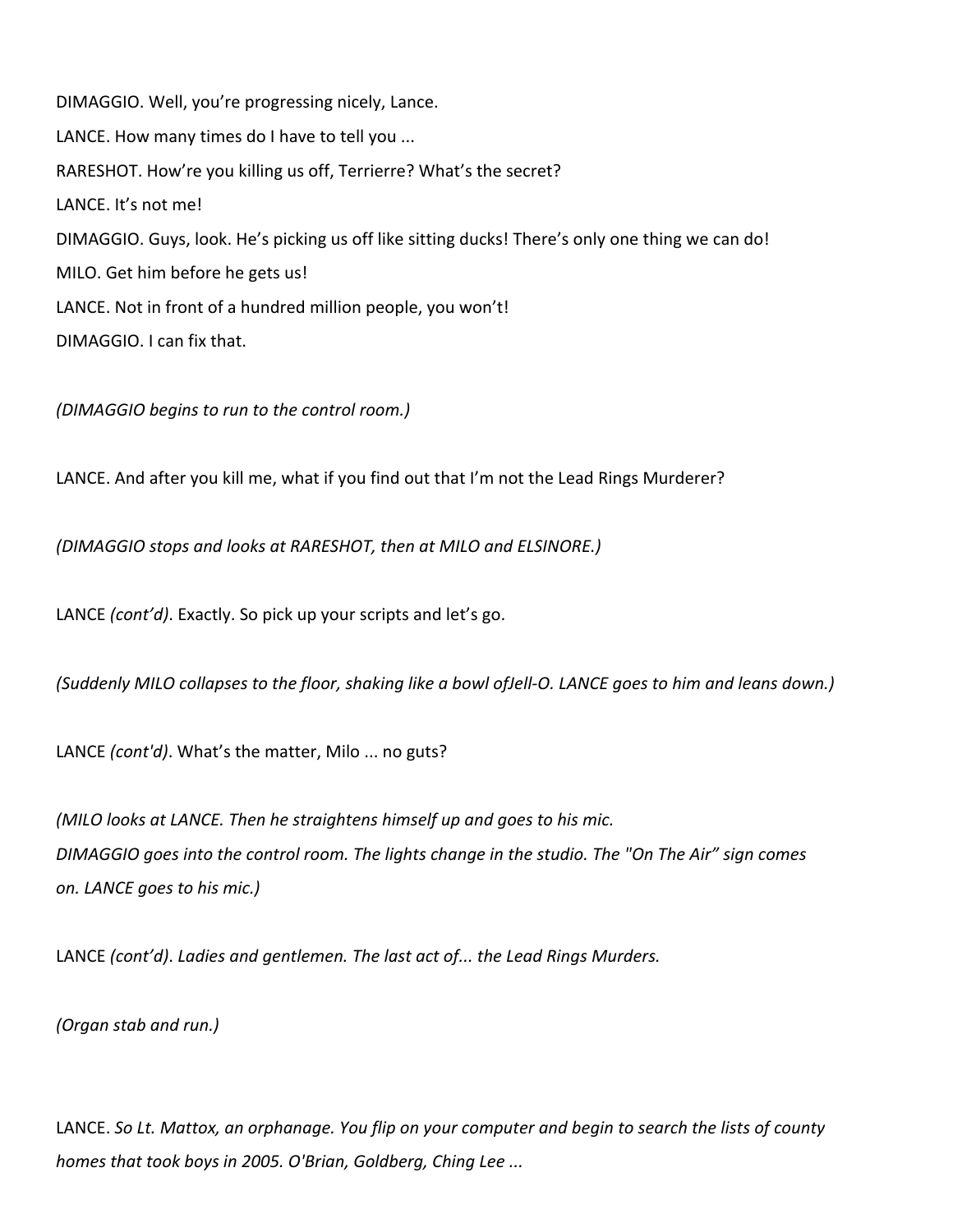DIMAGGIO. Well, you're progressing nicely, Lance.

LANCE. How many times do I have to tell you ...

RARESHOT. How're you killing us off, Terrierre? What's the secret?

LANCE. It's not me!

DIMAGGIO. Guys, look. He's picking us off like sitting ducks! There's only one thing we can do!

MILO. Get him before he gets us!

LANCE. Not in front of a hundred million people, you won't!

DIMAGGIO. I can fix that.

*(DIMAGGIO begins to run to the control room.)*

LANCE. And after you kill me, what if you find out that I'm not the Lead Rings Murderer?

*(DIMAGGIO stops and looks at RARESHOT, then at MILO and ELSINORE.)*

LANCE *(cont'd)*. Exactly. So pick up your scripts and let's go.

*(Suddenly MILO collapses to the floor, shaking like a bowl ofJell-O. LANCE goes to him and leans down.)*

LANCE *(cont'd)*. What's the matter, Milo ... no guts?

*(MILO looks at LANCE. Then he straightens himself up and goes to his mic.*
*DIMAGGIO goes into the control room. The lights change in the studio. The "On The Air" sign comes on. LANCE goes to his mic.)*

LANCE *(cont'd)*. *Ladies and gentlemen. The last act of... the Lead Rings Murders.*

*(Organ stab and run.)*

LANCE. *So Lt. Mattox, an orphanage. You flip on your computer and begin to search the lists of county homes that took boys in 2005. O'Brian, Goldberg, Ching Lee ...*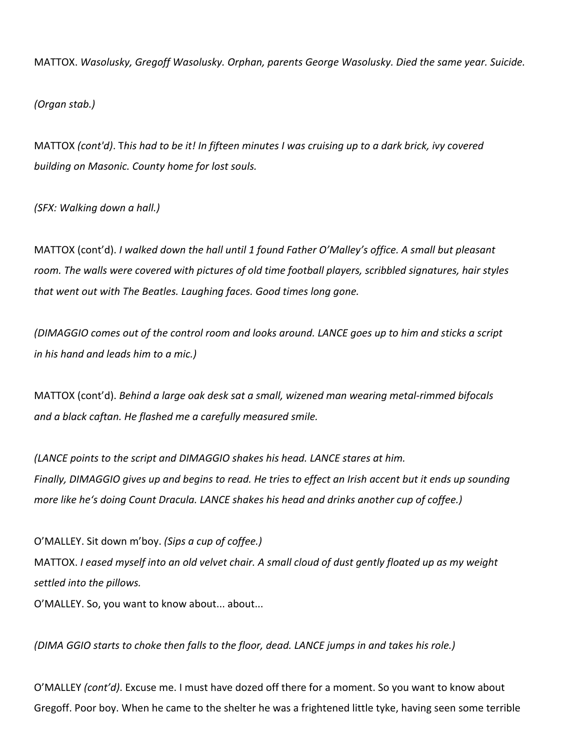MATTOX. *Wasolusky, Gregoff Wasolusky. Orphan, parents George Wasolusky. Died the same year. Suicide.*

*(Organ stab.)*

MATTOX *(cont'd)*. T*his had to be it! In fifteen minutes I was cruising up to a dark brick, ivy covered building on Masonic. County home for lost souls.*

*(SFX: Walking down a hall.)*

MATTOX (cont'd). *I walked down the hall until 1 found Father O'Malley's office. A small but pleasant room. The walls were covered with pictures of old time football players, scribbled signatures, hair styles that went out with The Beatles. Laughing faces. Good times long gone.*

*(DIMAGGIO comes out of the control room and looks around. LANCE goes up to him and sticks a script in his hand and leads him to a mic.)*

MATTOX (cont'd). *Behind a large oak desk sat a small, wizened man wearing metal-rimmed bifocals and a black caftan. He flashed me a carefully measured smile.*

*(LANCE points to the script and DIMAGGIO shakes his head. LANCE stares at him. Finally, DIMAGGIO gives up and begins to read. He tries to effect an Irish accent but it ends up sounding more like he's doing Count Dracula. LANCE shakes his head and drinks another cup of coffee.)*

O'MALLEY. Sit down m'boy. *(Sips a cup of coffee.)*
MATTOX. *I eased myself into an old velvet chair. A small cloud of dust gently floated up as my weight settled into the pillows.*
O'MALLEY. So, you want to know about... about...

*(DIMA GGIO starts to choke then falls to the floor, dead. LANCE jumps in and takes his role.)*

O'MALLEY *(cont'd)*. Excuse me. I must have dozed off there for a moment. So you want to know about Gregoff. Poor boy. When he came to the shelter he was a frightened little tyke, having seen some terrible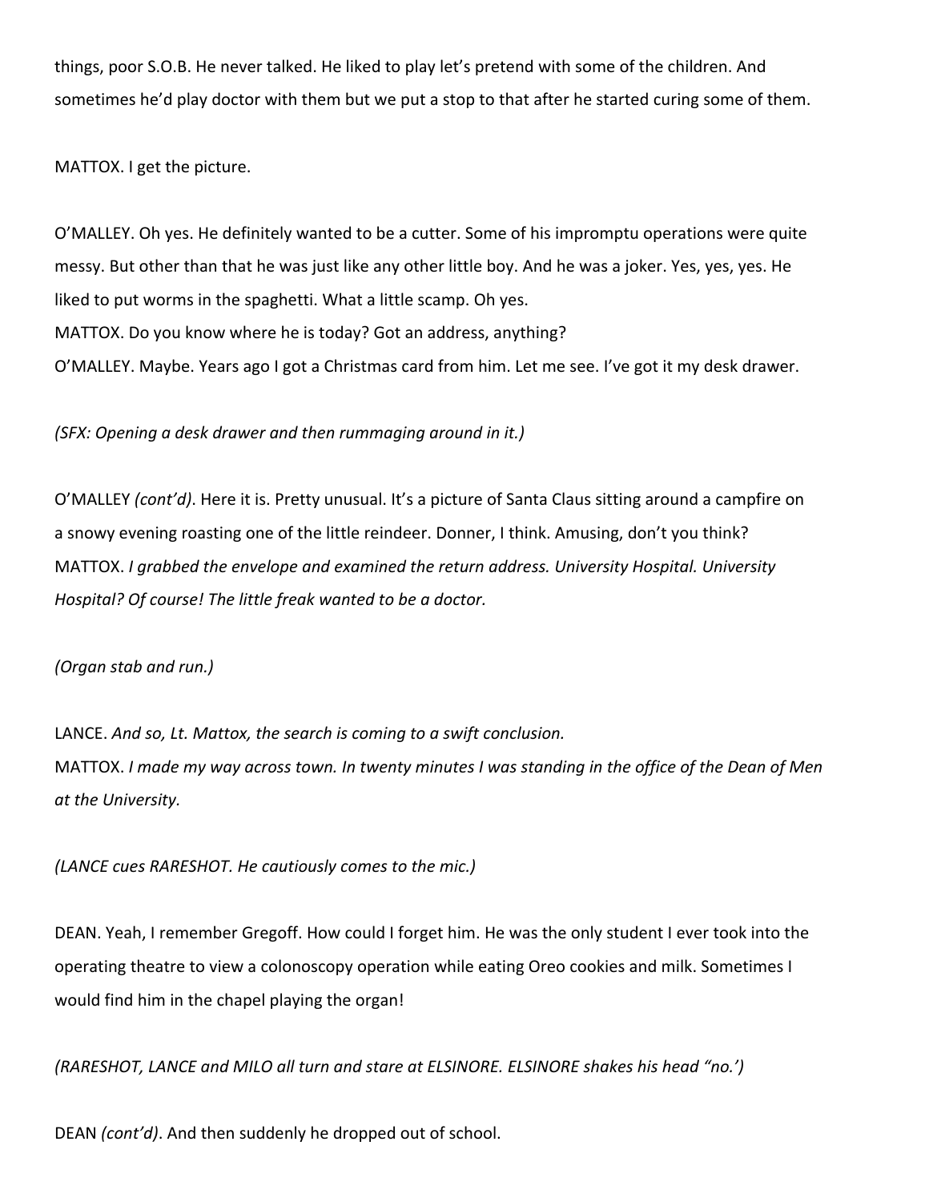things, poor S.O.B. He never talked. He liked to play let's pretend with some of the children. And sometimes he'd play doctor with them but we put a stop to that after he started curing some of them.

MATTOX. I get the picture.

O'MALLEY. Oh yes. He definitely wanted to be a cutter. Some of his impromptu operations were quite messy. But other than that he was just like any other little boy. And he was a joker. Yes, yes, yes. He liked to put worms in the spaghetti. What a little scamp. Oh yes.
MATTOX. Do you know where he is today? Got an address, anything?
O'MALLEY. Maybe. Years ago I got a Christmas card from him. Let me see. I've got it my desk drawer.

*(SFX: Opening a desk drawer and then rummaging around in it.)*

O'MALLEY *(cont'd)*. Here it is. Pretty unusual. It's a picture of Santa Claus sitting around a campfire on a snowy evening roasting one of the little reindeer. Donner, I think. Amusing, don't you think?
MATTOX. *I grabbed the envelope and examined the return address. University Hospital. University Hospital? Of course! The little freak wanted to be a doctor.*

*(Organ stab and run.)*

LANCE. *And so, Lt. Mattox, the search is coming to a swift conclusion.*
MATTOX. *I made my way across town. In twenty minutes I was standing in the office of the Dean of Men at the University.*

*(LANCE cues RARESHOT. He cautiously comes to the mic.)*

DEAN. Yeah, I remember Gregoff. How could I forget him. He was the only student I ever took into the operating theatre to view a colonoscopy operation while eating Oreo cookies and milk. Sometimes I would find him in the chapel playing the organ!

*(RARESHOT, LANCE and MILO all turn and stare at ELSINORE. ELSINORE shakes his head "no.')*

DEAN *(cont'd)*. And then suddenly he dropped out of school.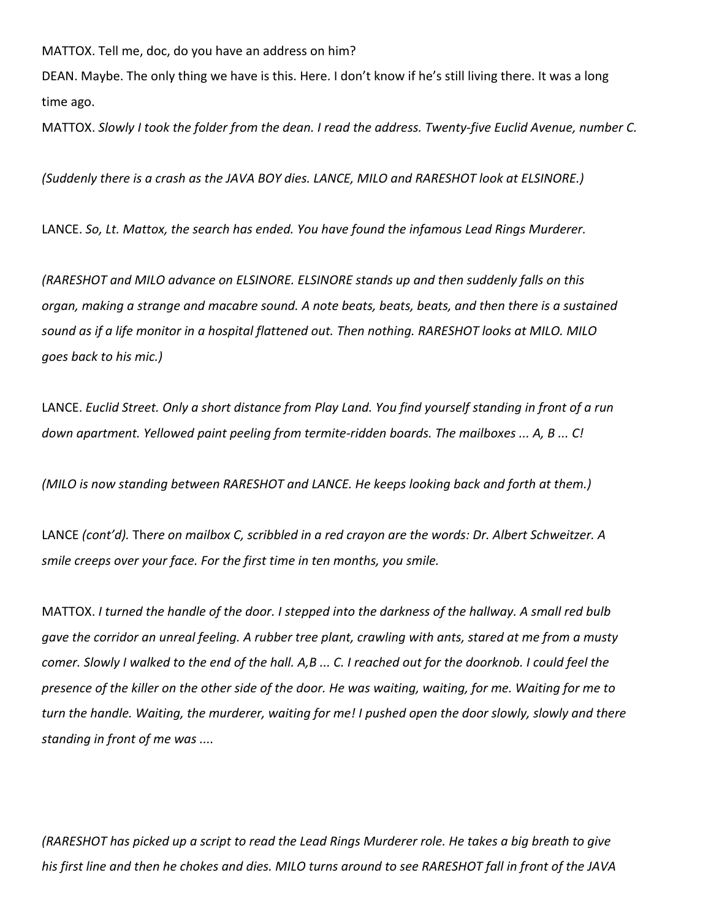MATTOX. Tell me, doc, do you have an address on him?

DEAN. Maybe. The only thing we have is this. Here. I don't know if he's still living there. It was a long time ago.

MATTOX. *Slowly I took the folder from the dean. I read the address. Twenty-five Euclid Avenue, number C.*

*(Suddenly there is a crash as the JAVA BOY dies. LANCE, MILO and RARESHOT look at ELSINORE.)*

LANCE. *So, Lt. Mattox, the search has ended. You have found the infamous Lead Rings Murderer.*

*(RARESHOT and MILO advance on ELSINORE. ELSINORE stands up and then suddenly falls on this organ, making a strange and macabre sound. A note beats, beats, beats, and then there is a sustained sound as if a life monitor in a hospital flattened out. Then nothing. RARESHOT looks at MILO. MILO goes back to his mic.)*

LANCE. *Euclid Street. Only a short distance from Play Land. You find yourself standing in front of a run down apartment. Yellowed paint peeling from termite-ridden boards. The mailboxes ... A, B ... C!*

*(MILO is now standing between RARESHOT and LANCE. He keeps looking back and forth at them.)*

LANCE *(cont'd).* T*here on mailbox C, scribbled in a red crayon are the words: Dr. Albert Schweitzer. A smile creeps over your face. For the first time in ten months, you smile.*

MATTOX. *I turned the handle of the door. I stepped into the darkness of the hallway. A small red bulb gave the corridor an unreal feeling. A rubber tree plant, crawling with ants, stared at me from a musty comer. Slowly I walked to the end of the hall. A,B ... C. I reached out for the doorknob. I could feel the presence of the killer on the other side of the door. He was waiting, waiting, for me. Waiting for me to turn the handle. Waiting, the murderer, waiting for me! I pushed open the door slowly, slowly and there standing in front of me was ....*

*(RARESHOT has picked up a script to read the Lead Rings Murderer role. He takes a big breath to give his first line and then he chokes and dies. MILO turns around to see RARESHOT fall in front of the JAVA*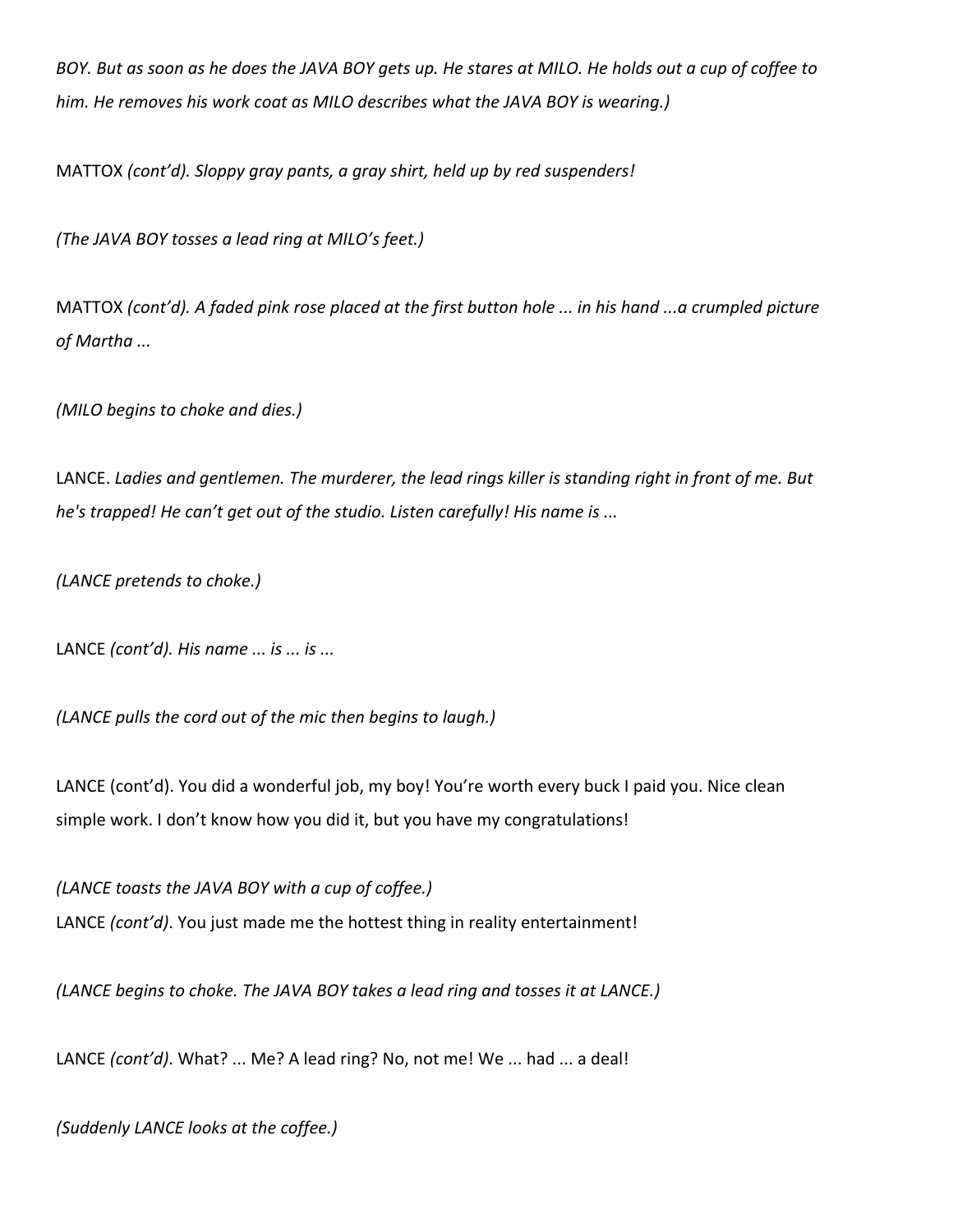*BOY. But as soon as he does the JAVA BOY gets up. He stares at MILO. He holds out a cup of coffee to him. He removes his work coat as MILO describes what the JAVA BOY is wearing.)*

MATTOX *(cont'd). Sloppy gray pants, a gray shirt, held up by red suspenders!*

*(The JAVA BOY tosses a lead ring at MILO's feet.)*

MATTOX *(cont'd). A faded pink rose placed at the first button hole ... in his hand ...a crumpled picture of Martha ...*

*(MILO begins to choke and dies.)*

LANCE. *Ladies and gentlemen. The murderer, the lead rings killer is standing right in front of me. But he's trapped! He can't get out of the studio. Listen carefully! His name is ...*

*(LANCE pretends to choke.)*

LANCE *(cont'd). His name ... is ... is ...*

*(LANCE pulls the cord out of the mic then begins to laugh.)*

LANCE (cont'd). You did a wonderful job, my boy! You're worth every buck I paid you. Nice clean simple work. I don't know how you did it, but you have my congratulations!

*(LANCE toasts the JAVA BOY with a cup of coffee.)*

LANCE *(cont'd)*. You just made me the hottest thing in reality entertainment!

*(LANCE begins to choke. The JAVA BOY takes a lead ring and tosses it at LANCE.)*

LANCE *(cont'd)*. What? ... Me? A lead ring? No, not me! We ... had ... a deal!

*(Suddenly LANCE looks at the coffee.)*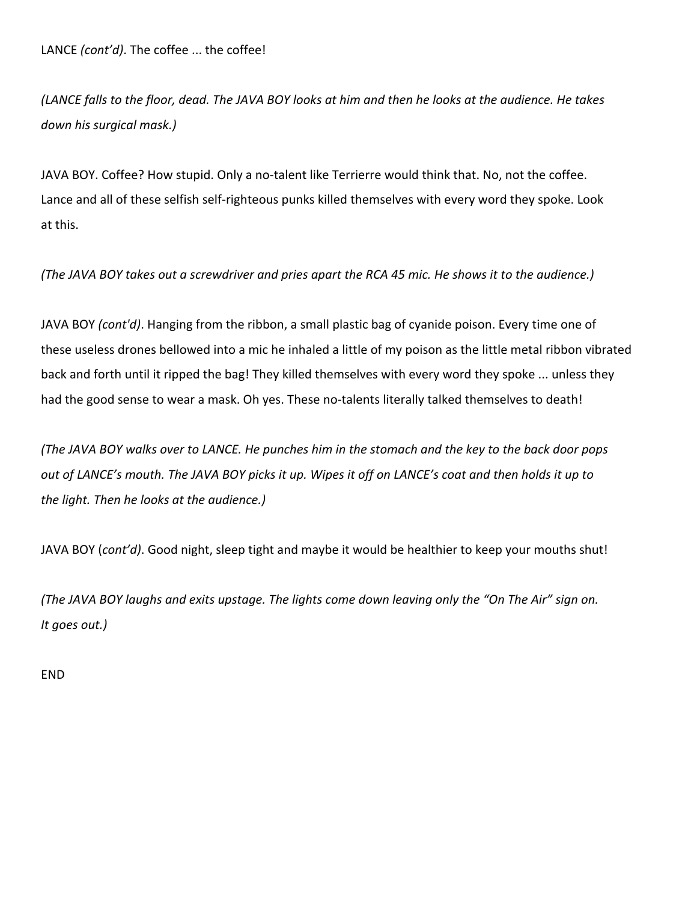LANCE *(cont'd)*. The coffee ... the coffee!

*(LANCE falls to the floor, dead. The JAVA BOY looks at him and then he looks at the audience. He takes down his surgical mask.)*

JAVA BOY. Coffee? How stupid. Only a no-talent like Terrierre would think that. No, not the coffee. Lance and all of these selfish self-righteous punks killed themselves with every word they spoke. Look at this.

*(The JAVA BOY takes out a screwdriver and pries apart the RCA 45 mic. He shows it to the audience.)*

JAVA BOY *(cont'd)*. Hanging from the ribbon, a small plastic bag of cyanide poison. Every time one of these useless drones bellowed into a mic he inhaled a little of my poison as the little metal ribbon vibrated back and forth until it ripped the bag! They killed themselves with every word they spoke ... unless they had the good sense to wear a mask. Oh yes. These no-talents literally talked themselves to death!

*(The JAVA BOY walks over to LANCE. He punches him in the stomach and the key to the back door pops out of LANCE's mouth. The JAVA BOY picks it up. Wipes it off on LANCE's coat and then holds it up to the light. Then he looks at the audience.)*

JAVA BOY (*cont'd)*. Good night, sleep tight and maybe it would be healthier to keep your mouths shut!

*(The JAVA BOY laughs and exits upstage. The lights come down leaving only the "On The Air" sign on. It goes out.)*

END